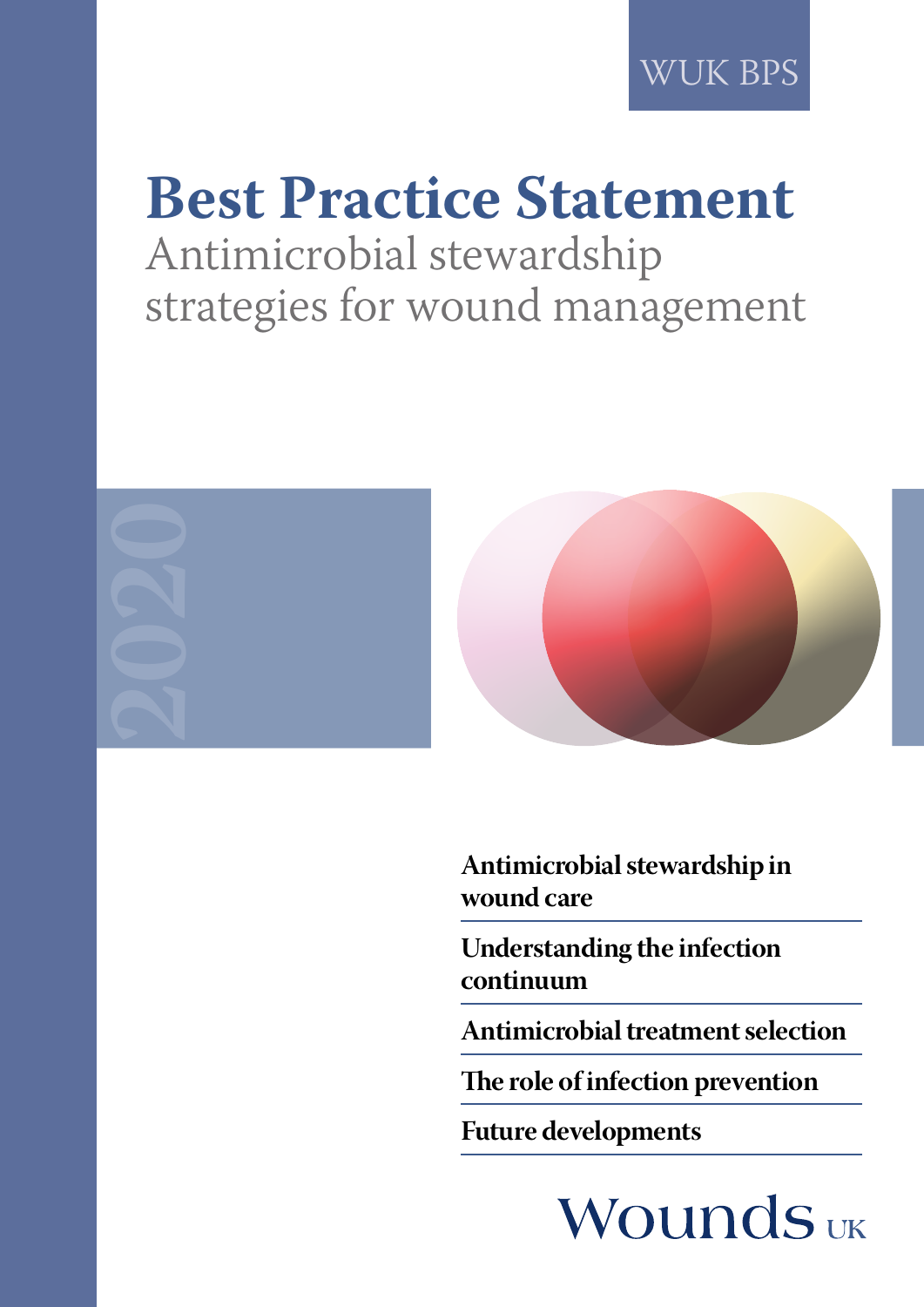WUK BPS

# Best Practice Statement

## Antimicrobial stewardship strategies for wound management

2020

- **Antimicrobial stewardship in wound care**
- **Understanding the infection continuum**
- **Antimicrobial treatment selection**
- **The role of infection prevention**
- **Future developments**

Wounds UK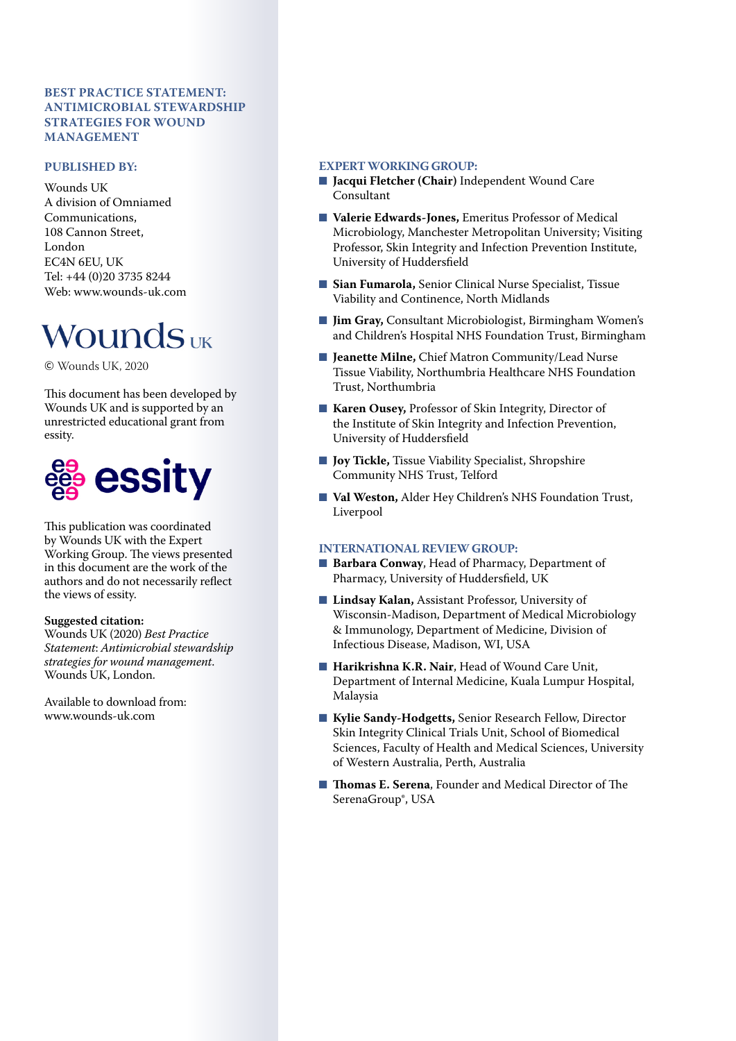**BEST PRACTICE STATEMENT: ANTIMICROBIAL STEWARDSHIP STRATEGIES FOR WOUND MANAGEMENT**

**PUBLISHED BY:**

Wounds UK
A division of Omniamed Communications,
108 Cannon Street,
London
EC4N 6EU, UK
Tel: +44 (0)20 3735 8244
Web: www.wounds-uk.com

Wounds UK

© Wounds UK, 2020

This document has been developed by Wounds UK and is supported by an unrestricted educational grant from essity.

essity

This publication was coordinated by Wounds UK with the Expert Working Group. The views presented in this document are the work of the authors and do not necessarily reflect the views of essity.

**Suggested citation:**
Wounds UK (2020) *Best Practice Statement: Antimicrobial stewardship strategies for wound management.* Wounds UK, London.

Available to download from:
www.wounds-uk.com

**EXPERT WORKING GROUP:**

- **Jacqui Fletcher (Chair)** Independent Wound Care Consultant
- **Valerie Edwards-Jones,** Emeritus Professor of Medical Microbiology, Manchester Metropolitan University; Visiting Professor, Skin Integrity and Infection Prevention Institute, University of Huddersfield
- **Sian Fumarola,** Senior Clinical Nurse Specialist, Tissue Viability and Continence, North Midlands
- **Jim Gray,** Consultant Microbiologist, Birmingham Women's and Children's Hospital NHS Foundation Trust, Birmingham
- **Jeanette Milne,** Chief Matron Community/Lead Nurse Tissue Viability, Northumbria Healthcare NHS Foundation Trust, Northumbria
- **Karen Ousey,** Professor of Skin Integrity, Director of the Institute of Skin Integrity and Infection Prevention, University of Huddersfield
- **Joy Tickle,** Tissue Viability Specialist, Shropshire Community NHS Trust, Telford
- **Val Weston,** Alder Hey Children's NHS Foundation Trust, Liverpool

**INTERNATIONAL REVIEW GROUP:**

- **Barbara Conway**, Head of Pharmacy, Department of Pharmacy, University of Huddersfield, UK
- **Lindsay Kalan,** Assistant Professor, University of Wisconsin-Madison, Department of Medical Microbiology & Immunology, Department of Medicine, Division of Infectious Disease, Madison, WI, USA
- **Harikrishna K.R. Nair**, Head of Wound Care Unit, Department of Internal Medicine, Kuala Lumpur Hospital, Malaysia
- **Kylie Sandy-Hodgetts,** Senior Research Fellow, Director Skin Integrity Clinical Trials Unit, School of Biomedical Sciences, Faculty of Health and Medical Sciences, University of Western Australia, Perth, Australia
- **Thomas E. Serena**, Founder and Medical Director of The SerenaGroup®, USA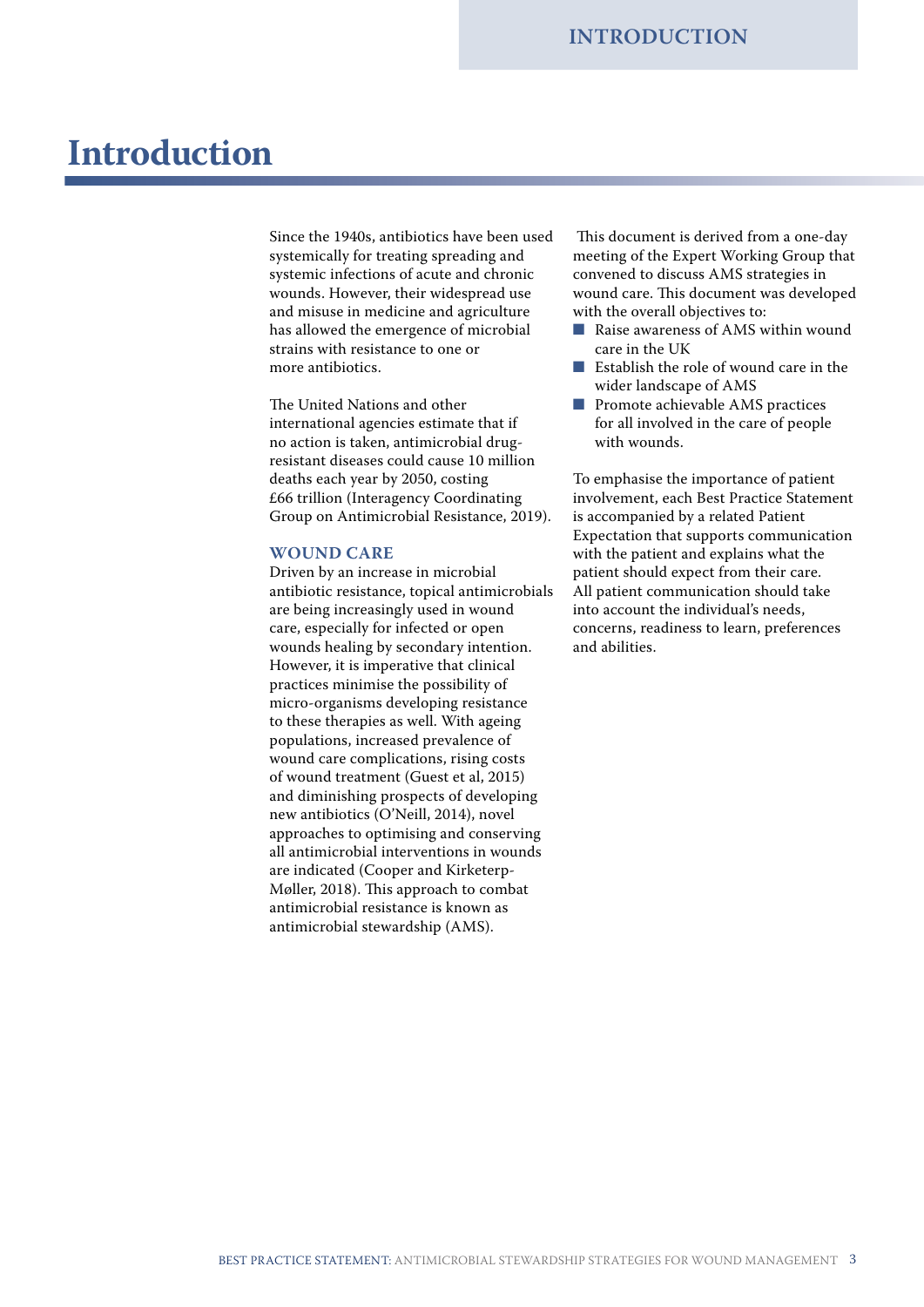# Introduction

Since the 1940s, antibiotics have been used systemically for treating spreading and systemic infections of acute and chronic wounds. However, their widespread use and misuse in medicine and agriculture has allowed the emergence of microbial strains with resistance to one or more antibiotics.

The United Nations and other international agencies estimate that if no action is taken, antimicrobial drug-resistant diseases could cause 10 million deaths each year by 2050, costing £66 trillion (Interagency Coordinating Group on Antimicrobial Resistance, 2019).

## WOUND CARE

Driven by an increase in microbial antibiotic resistance, topical antimicrobials are being increasingly used in wound care, especially for infected or open wounds healing by secondary intention. However, it is imperative that clinical practices minimise the possibility of micro-organisms developing resistance to these therapies as well. With ageing populations, increased prevalence of wound care complications, rising costs of wound treatment (Guest et al, 2015) and diminishing prospects of developing new antibiotics (O'Neill, 2014), novel approaches to optimising and conserving all antimicrobial interventions in wounds are indicated (Cooper and Kirketerp-Møller, 2018). This approach to combat antimicrobial resistance is known as antimicrobial stewardship (AMS).

This document is derived from a one-day meeting of the Expert Working Group that convened to discuss AMS strategies in wound care. This document was developed with the overall objectives to:

- Raise awareness of AMS within wound care in the UK
- Establish the role of wound care in the wider landscape of AMS
- Promote achievable AMS practices for all involved in the care of people with wounds.

To emphasise the importance of patient involvement, each Best Practice Statement is accompanied by a related Patient Expectation that supports communication with the patient and explains what the patient should expect from their care. All patient communication should take into account the individual's needs, concerns, readiness to learn, preferences and abilities.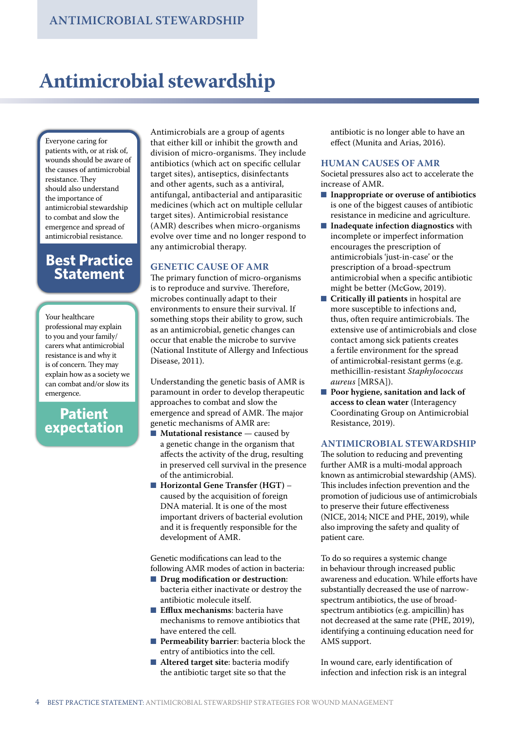# Antimicrobial stewardship

Everyone caring for patients with, or at risk of, wounds should be aware of the causes of antimicrobial resistance. They should also understand the importance of antimicrobial stewardship to combat and slow the emergence and spread of antimicrobial resistance.

**Best Practice Statement**

Your healthcare professional may explain to you and your family/ carers what antimicrobial resistance is and why it is of concern. They may explain how as a society we can combat and/or slow its emergence.

**Patient expectation**

Antimicrobials are a group of agents that either kill or inhibit the growth and division of micro-organisms. They include antibiotics (which act on specific cellular target sites), antiseptics, disinfectants and other agents, such as a antiviral, antifungal, antibacterial and antiparasitic medicines (which act on multiple cellular target sites). Antimicrobial resistance (AMR) describes when micro-organisms evolve over time and no longer respond to any antimicrobial therapy.

## GENETIC CAUSE OF AMR

The primary function of micro-organisms is to reproduce and survive. Therefore, microbes continually adapt to their environments to ensure their survival. If something stops their ability to grow, such as an antimicrobial, genetic changes can occur that enable the microbe to survive (National Institute of Allergy and Infectious Disease, 2011).

Understanding the genetic basis of AMR is paramount in order to develop therapeutic approaches to combat and slow the emergence and spread of AMR. The major genetic mechanisms of AMR are:

- **Mutational resistance** — caused by a genetic change in the organism that affects the activity of the drug, resulting in preserved cell survival in the presence of the antimicrobial.
- **Horizontal Gene Transfer (HGT)** – caused by the acquisition of foreign DNA material. It is one of the most important drivers of bacterial evolution and it is frequently responsible for the development of AMR.

Genetic modifications can lead to the following AMR modes of action in bacteria:

- **Drug modification or destruction**: bacteria either inactivate or destroy the antibiotic molecule itself.
- **Efflux mechanisms**: bacteria have mechanisms to remove antibiotics that have entered the cell.
- **Permeability barrier**: bacteria block the entry of antibiotics into the cell.
- **Altered target site**: bacteria modify the antibiotic target site so that the antibiotic is no longer able to have an effect (Munita and Arias, 2016).

## HUMAN CAUSES OF AMR

Societal pressures also act to accelerate the increase of AMR.

- **Inappropriate or overuse of antibiotics** is one of the biggest causes of antibiotic resistance in medicine and agriculture.
- **Inadequate infection diagnostics** with incomplete or imperfect information encourages the prescription of antimicrobials 'just-in-case' or the prescription of a broad-spectrum antimicrobial when a specific antibiotic might be better (McGow, 2019).
- **Critically ill patients** in hospital are more susceptible to infections and, thus, often require antimicrobials. The extensive use of antimicrobials and close contact among sick patients creates a fertile environment for the spread of antimicrobial-resistant germs (e.g. methicillin-resistant *Staphylococcus aureus* [MRSA]).
- **Poor hygiene, sanitation and lack of access to clean water** (Interagency Coordinating Group on Antimicrobial Resistance, 2019).

## ANTIMICROBIAL STEWARDSHIP

The solution to reducing and preventing further AMR is a multi-modal approach known as antimicrobial stewardship (AMS). This includes infection prevention and the promotion of judicious use of antimicrobials to preserve their future effectiveness (NICE, 2014; NICE and PHE, 2019), while also improving the safety and quality of patient care.

To do so requires a systemic change in behaviour through increased public awareness and education. While efforts have substantially decreased the use of narrow-spectrum antibiotics, the use of broad-spectrum antibiotics (e.g. ampicillin) has not decreased at the same rate (PHE, 2019), identifying a continuing education need for AMS support.

In wound care, early identification of infection and infection risk is an integral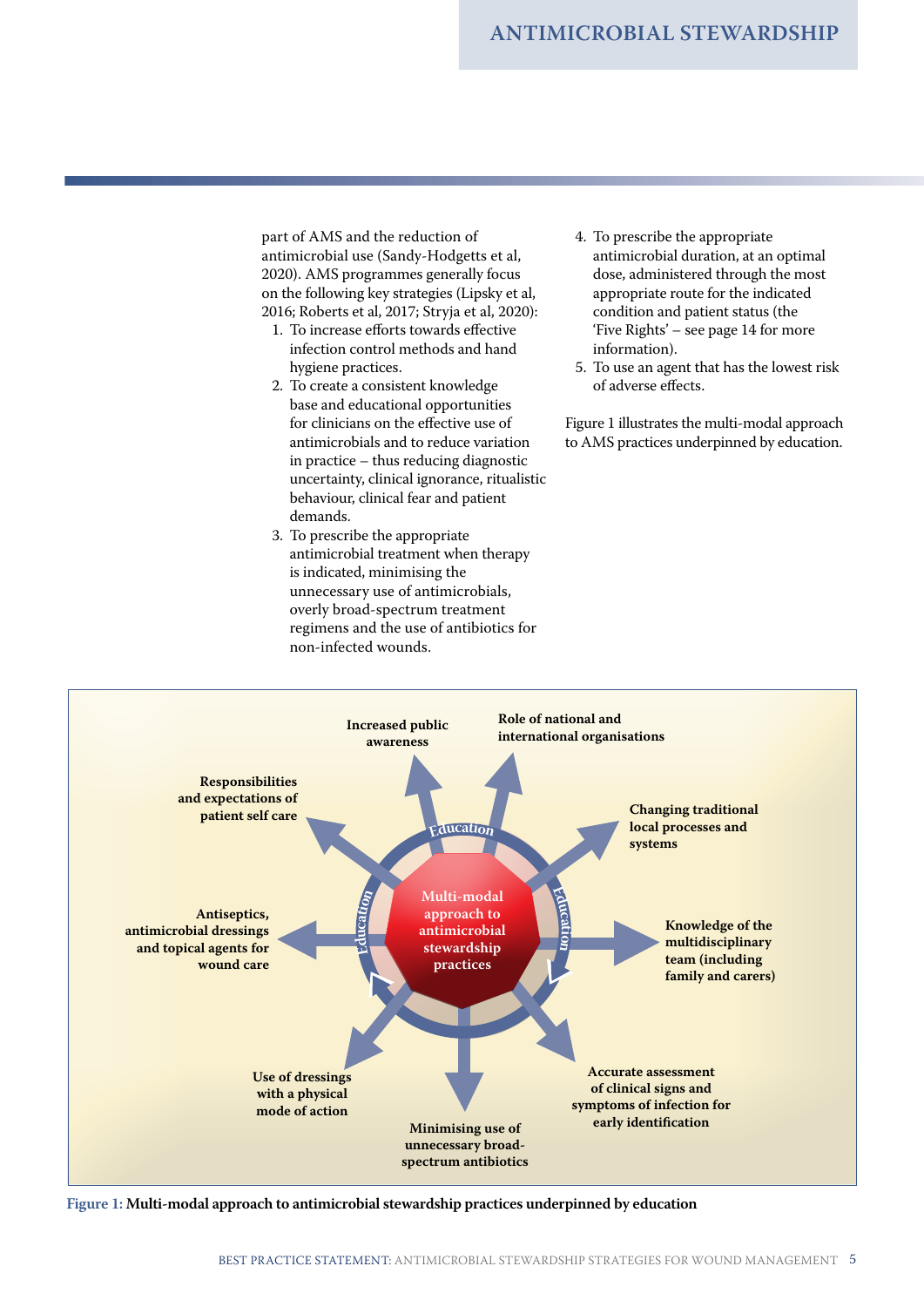part of AMS and the reduction of antimicrobial use (Sandy-Hodgetts et al, 2020). AMS programmes generally focus on the following key strategies (Lipsky et al, 2016; Roberts et al, 2017; Stryja et al, 2020):

1. To increase efforts towards effective infection control methods and hand hygiene practices.
2. To create a consistent knowledge base and educational opportunities for clinicians on the effective use of antimicrobials and to reduce variation in practice – thus reducing diagnostic uncertainty, clinical ignorance, ritualistic behaviour, clinical fear and patient demands.
3. To prescribe the appropriate antimicrobial treatment when therapy is indicated, minimising the unnecessary use of antimicrobials, overly broad-spectrum treatment regimens and the use of antibiotics for non-infected wounds.
4. To prescribe the appropriate antimicrobial duration, at an optimal dose, administered through the most appropriate route for the indicated condition and patient status (the 'Five Rights' – see page 14 for more information).
5. To use an agent that has the lowest risk of adverse effects.

Figure 1 illustrates the multi-modal approach to AMS practices underpinned by education.

Multi-modal approach to antimicrobial stewardship practices

Education

- Increased public awareness
- Role of national and international organisations
- Changing traditional local processes and systems
- Knowledge of the multidisciplinary team (including family and carers)
- Accurate assessment of clinical signs and symptoms of infection for early identification
- Minimising use of unnecessary broad-spectrum antibiotics
- Use of dressings with a physical mode of action
- Antiseptics, antimicrobial dressings and topical agents for wound care
- Responsibilities and expectations of patient self care

**Figure 1: Multi-modal approach to antimicrobial stewardship practices underpinned by education**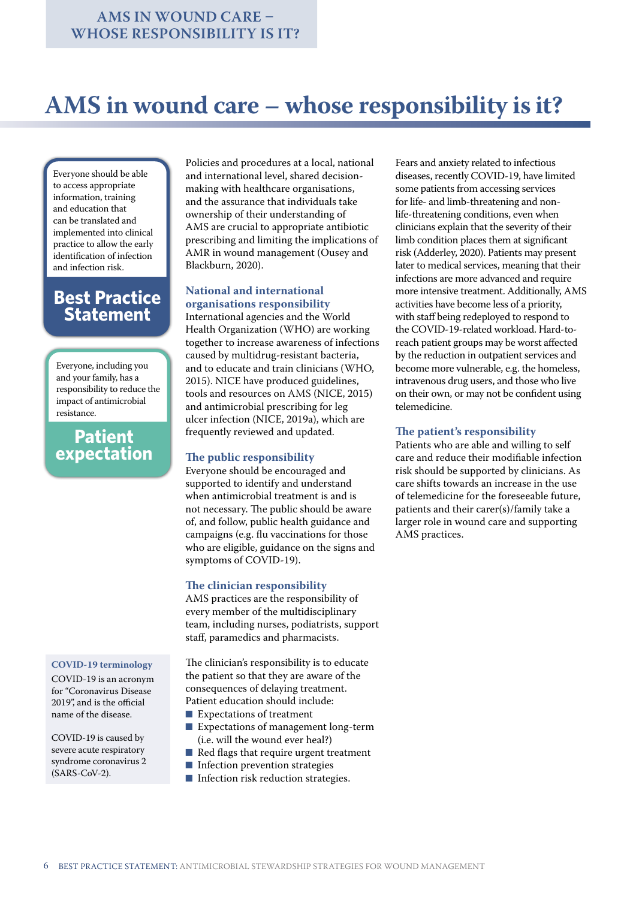# AMS in wound care – whose responsibility is it?

Everyone should be able to access appropriate information, training and education that can be translated and implemented into clinical practice to allow the early identification of infection and infection risk.

**Best Practice Statement**

Everyone, including you and your family, has a responsibility to reduce the impact of antimicrobial resistance.

**Patient expectation**

**COVID-19 terminology**

COVID-19 is an acronym for "Coronavirus Disease 2019", and is the official name of the disease.

COVID-19 is caused by severe acute respiratory syndrome coronavirus 2 (SARS-CoV-2).

Policies and procedures at a local, national and international level, shared decision-making with healthcare organisations, and the assurance that individuals take ownership of their understanding of AMS are crucial to appropriate antibiotic prescribing and limiting the implications of AMR in wound management (Ousey and Blackburn, 2020).

### National and international organisations responsibility

International agencies and the World Health Organization (WHO) are working together to increase awareness of infections caused by multidrug-resistant bacteria, and to educate and train clinicians (WHO, 2015). NICE have produced guidelines, tools and resources on AMS (NICE, 2015) and antimicrobial prescribing for leg ulcer infection (NICE, 2019a), which are frequently reviewed and updated.

### The public responsibility

Everyone should be encouraged and supported to identify and understand when antimicrobial treatment is and is not necessary. The public should be aware of, and follow, public health guidance and campaigns (e.g. flu vaccinations for those who are eligible, guidance on the signs and symptoms of COVID-19).

### The clinician responsibility

AMS practices are the responsibility of every member of the multidisciplinary team, including nurses, podiatrists, support staff, paramedics and pharmacists.

The clinician's responsibility is to educate the patient so that they are aware of the consequences of delaying treatment. Patient education should include:

- Expectations of treatment
- Expectations of management long-term (i.e. will the wound ever heal?)
- Red flags that require urgent treatment
- Infection prevention strategies
- Infection risk reduction strategies.

Fears and anxiety related to infectious diseases, recently COVID-19, have limited some patients from accessing services for life- and limb-threatening and non-life-threatening conditions, even when clinicians explain that the severity of their limb condition places them at significant risk (Adderley, 2020). Patients may present later to medical services, meaning that their infections are more advanced and require more intensive treatment. Additionally, AMS activities have become less of a priority, with staff being redeployed to respond to the COVID-19-related workload. Hard-to-reach patient groups may be worst affected by the reduction in outpatient services and become more vulnerable, e.g. the homeless, intravenous drug users, and those who live on their own, or may not be confident using telemedicine.

### The patient's responsibility

Patients who are able and willing to self care and reduce their modifiable infection risk should be supported by clinicians. As care shifts towards an increase in the use of telemedicine for the foreseeable future, patients and their carer(s)/family take a larger role in wound care and supporting AMS practices.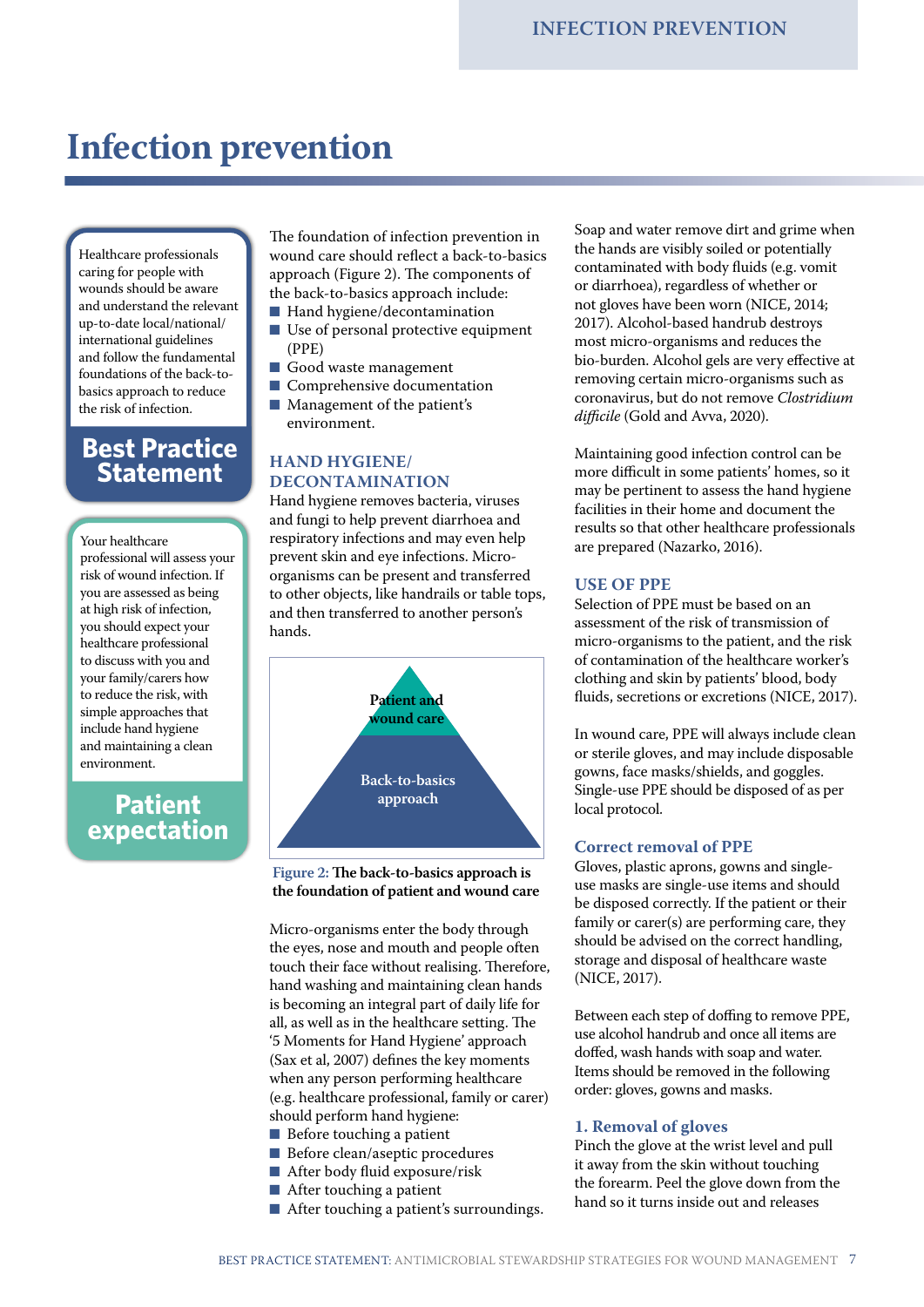// Optimized conversion for task ff2a3b72347d.
# Infection prevention

Healthcare professionals caring for people with wounds should be aware and understand the relevant up-to-date local/national/international guidelines and follow the fundamental foundations of the back-to-basics approach to reduce the risk of infection.

**Best Practice Statement**

Your healthcare professional will assess your risk of wound infection. If you are assessed as being at high risk of infection, you should expect your healthcare professional to discuss with you and your family/carers how to reduce the risk, with simple approaches that include hand hygiene and maintaining a clean environment.

**Patient expectation**

The foundation of infection prevention in wound care should reflect a back-to-basics approach (Figure 2). The components of the back-to-basics approach include:

- Hand hygiene/decontamination
- Use of personal protective equipment (PPE)
- Good waste management
- Comprehensive documentation
- Management of the patient's environment.

## HAND HYGIENE/DECONTAMINATION

Hand hygiene removes bacteria, viruses and fungi to help prevent diarrhoea and respiratory infections and may even help prevent skin and eye infections. Micro-organisms can be present and transferred to other objects, like handrails or table tops, and then transferred to another person's hands.

Patient and wound care

Back-to-basics approach

**Figure 2: The back-to-basics approach is the foundation of patient and wound care**

Micro-organisms enter the body through the eyes, nose and mouth and people often touch their face without realising. Therefore, hand washing and maintaining clean hands is becoming an integral part of daily life for all, as well as in the healthcare setting. The '5 Moments for Hand Hygiene' approach (Sax et al, 2007) defines the key moments when any person performing healthcare (e.g. healthcare professional, family or carer) should perform hand hygiene:

- Before touching a patient
- Before clean/aseptic procedures
- After body fluid exposure/risk
- After touching a patient
- After touching a patient's surroundings.

Soap and water remove dirt and grime when the hands are visibly soiled or potentially contaminated with body fluids (e.g. vomit or diarrhoea), regardless of whether or not gloves have been worn (NICE, 2014; 2017). Alcohol-based handrub destroys most micro-organisms and reduces the bio-burden. Alcohol gels are very effective at removing certain micro-organisms such as coronavirus, but do not remove *Clostridium difficile* (Gold and Avva, 2020).

Maintaining good infection control can be more difficult in some patients' homes, so it may be pertinent to assess the hand hygiene facilities in their home and document the results so that other healthcare professionals are prepared (Nazarko, 2016).

## USE OF PPE

Selection of PPE must be based on an assessment of the risk of transmission of micro-organisms to the patient, and the risk of contamination of the healthcare worker's clothing and skin by patients' blood, body fluids, secretions or excretions (NICE, 2017).

In wound care, PPE will always include clean or sterile gloves, and may include disposable gowns, face masks/shields, and goggles. Single-use PPE should be disposed of as per local protocol.

### Correct removal of PPE

Gloves, plastic aprons, gowns and single-use masks are single-use items and should be disposed correctly. If the patient or their family or carer(s) are performing care, they should be advised on the correct handling, storage and disposal of healthcare waste (NICE, 2017).

Between each step of doffing to remove PPE, use alcohol handrub and once all items are doffed, wash hands with soap and water. Items should be removed in the following order: gloves, gowns and masks.

### 1. Removal of gloves

Pinch the glove at the wrist level and pull it away from the skin without touching the forearm. Peel the glove down from the hand so it turns inside out and releases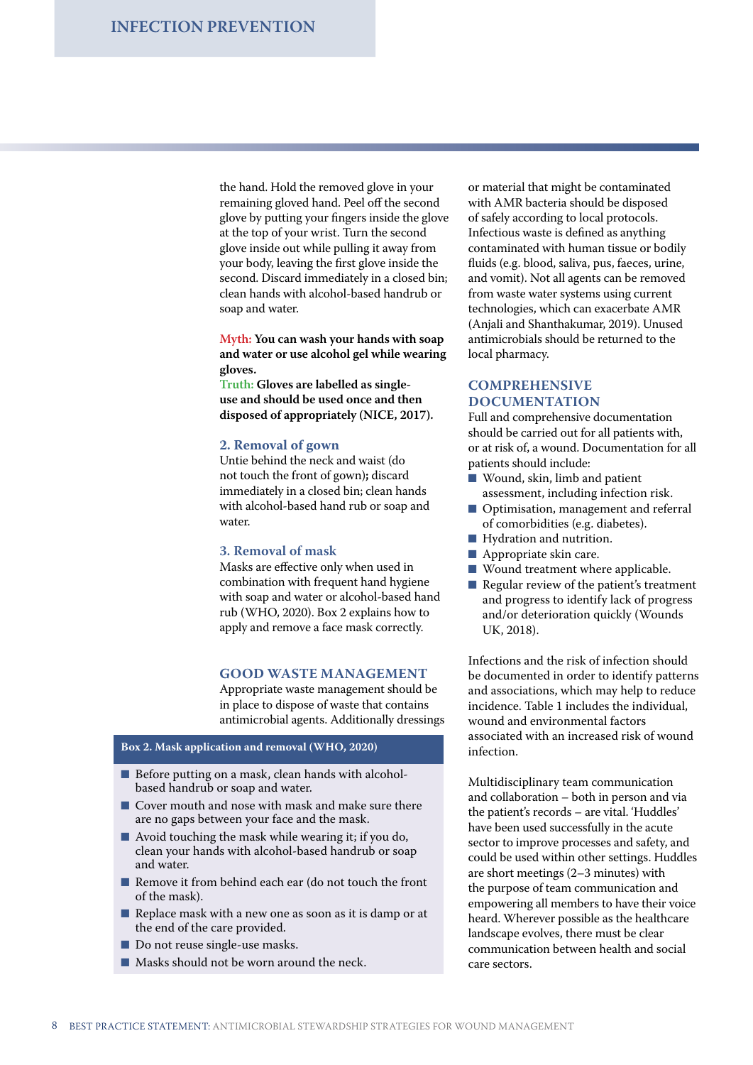the hand. Hold the removed glove in your remaining gloved hand. Peel off the second glove by putting your fingers inside the glove at the top of your wrist. Turn the second glove inside out while pulling it away from your body, leaving the first glove inside the second. Discard immediately in a closed bin; clean hands with alcohol-based handrub or soap and water.

**Myth: You can wash your hands with soap and water or use alcohol gel while wearing gloves.**
**Truth: Gloves are labelled as single-use and should be used once and then disposed of appropriately (NICE, 2017).**

### 2. Removal of gown

Untie behind the neck and waist (do not touch the front of gown)**;** discard immediately in a closed bin; clean hands with alcohol-based hand rub or soap and water.

### 3. Removal of mask

Masks are effective only when used in combination with frequent hand hygiene with soap and water or alcohol-based hand rub (WHO, 2020). Box 2 explains how to apply and remove a face mask correctly.

**Box 2. Mask application and removal (WHO, 2020)**

- Before putting on a mask, clean hands with alcohol-based handrub or soap and water.
- Cover mouth and nose with mask and make sure there are no gaps between your face and the mask.
- Avoid touching the mask while wearing it; if you do, clean your hands with alcohol-based handrub or soap and water.
- Remove it from behind each ear (do not touch the front of the mask).
- Replace mask with a new one as soon as it is damp or at the end of the care provided.
- Do not reuse single-use masks.
- Masks should not be worn around the neck.

## GOOD WASTE MANAGEMENT

Appropriate waste management should be in place to dispose of waste that contains antimicrobial agents. Additionally dressings or material that might be contaminated with AMR bacteria should be disposed of safely according to local protocols. Infectious waste is defined as anything contaminated with human tissue or bodily fluids (e.g. blood, saliva, pus, faeces, urine, and vomit). Not all agents can be removed from waste water systems using current technologies, which can exacerbate AMR (Anjali and Shanthakumar, 2019). Unused antimicrobials should be returned to the local pharmacy.

## COMPREHENSIVE DOCUMENTATION

Full and comprehensive documentation should be carried out for all patients with, or at risk of, a wound. Documentation for all patients should include:

- Wound, skin, limb and patient assessment, including infection risk.
- Optimisation, management and referral of comorbidities (e.g. diabetes).
- Hydration and nutrition.
- Appropriate skin care.
- Wound treatment where applicable.
- Regular review of the patient's treatment and progress to identify lack of progress and/or deterioration quickly (Wounds UK, 2018).

Infections and the risk of infection should be documented in order to identify patterns and associations, which may help to reduce incidence. Table 1 includes the individual, wound and environmental factors associated with an increased risk of wound infection.

Multidisciplinary team communication and collaboration – both in person and via the patient's records – are vital. 'Huddles' have been used successfully in the acute sector to improve processes and safety, and could be used within other settings. Huddles are short meetings (2–3 minutes) with the purpose of team communication and empowering all members to have their voice heard. Wherever possible as the healthcare landscape evolves, there must be clear communication between health and social care sectors.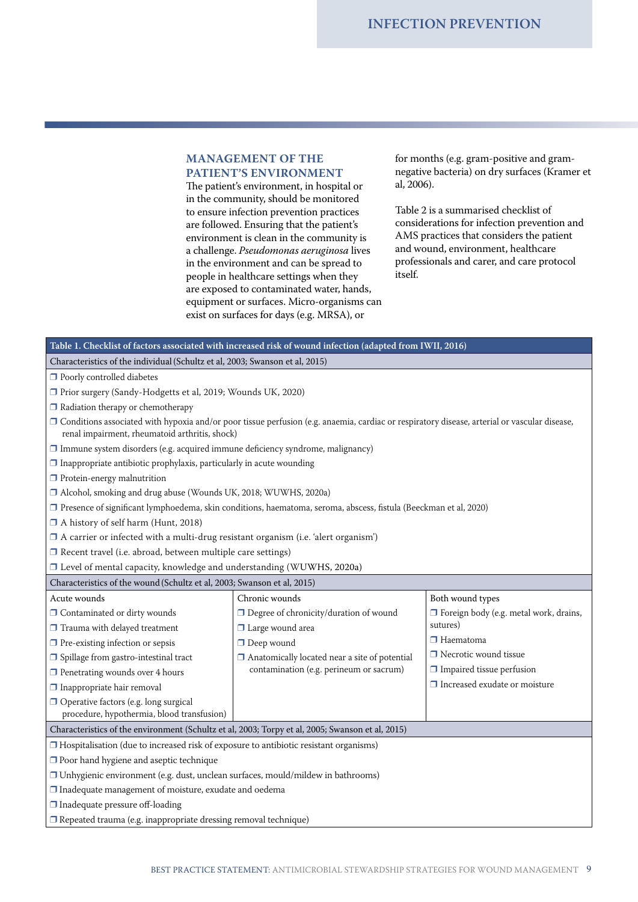## MANAGEMENT OF THE PATIENT'S ENVIRONMENT

The patient's environment, in hospital or in the community, should be monitored to ensure infection prevention practices are followed. Ensuring that the patient's environment is clean in the community is a challenge. *Pseudomonas aeruginosa* lives in the environment and can be spread to people in healthcare settings when they are exposed to contaminated water, hands, equipment or surfaces. Micro-organisms can exist on surfaces for days (e.g. MRSA), or for months (e.g. gram-positive and gram-negative bacteria) on dry surfaces (Kramer et al, 2006).

Table 2 is a summarised checklist of considerations for infection prevention and AMS practices that considers the patient and wound, environment, healthcare professionals and carer, and care protocol itself.

**Table 1. Checklist of factors associated with increased risk of wound infection (adapted from IWII, 2016)**

**Characteristics of the individual (Schultz et al, 2003; Swanson et al, 2015)**

- ❒ Poorly controlled diabetes
- ❒ Prior surgery (Sandy-Hodgetts et al, 2019; Wounds UK, 2020)
- ❒ Radiation therapy or chemotherapy
- ❒ Conditions associated with hypoxia and/or poor tissue perfusion (e.g. anaemia, cardiac or respiratory disease, arterial or vascular disease, renal impairment, rheumatoid arthritis, shock)
- ❒ Immune system disorders (e.g. acquired immune deficiency syndrome, malignancy)
- ❒ Inappropriate antibiotic prophylaxis, particularly in acute wounding
- ❒ Protein-energy malnutrition
- ❒ Alcohol, smoking and drug abuse (Wounds UK, 2018; WUWHS, 2020a)
- ❒ Presence of significant lymphoedema, skin conditions, haematoma, seroma, abscess, fistula (Beeckman et al, 2020)
- ❒ A history of self harm (Hunt, 2018)
- ❒ A carrier or infected with a multi-drug resistant organism (i.e. 'alert organism')
- ❒ Recent travel (i.e. abroad, between multiple care settings)
- ❒ Level of mental capacity, knowledge and understanding (WUWHS, 2020a)

**Characteristics of the wound (Schultz et al, 2003; Swanson et al, 2015)**

| Acute wounds | Chronic wounds | Both wound types |
|---|---|---|
| ❒ Contaminated or dirty wounds | ❒ Degree of chronicity/duration of wound | ❒ Foreign body (e.g. metal work, drains, sutures) |
| ❒ Trauma with delayed treatment | ❒ Large wound area | ❒ Haematoma |
| ❒ Pre-existing infection or sepsis | ❒ Deep wound | ❒ Necrotic wound tissue |
| ❒ Spillage from gastro-intestinal tract | ❒ Anatomically located near a site of potential contamination (e.g. perineum or sacrum) | ❒ Impaired tissue perfusion |
| ❒ Penetrating wounds over 4 hours | | ❒ Increased exudate or moisture |
| ❒ Inappropriate hair removal | | |
| ❒ Operative factors (e.g. long surgical procedure, hypothermia, blood transfusion) | | |

**Characteristics of the environment (Schultz et al, 2003; Torpy et al, 2005; Swanson et al, 2015)**

- ❒ Hospitalisation (due to increased risk of exposure to antibiotic resistant organisms)
- ❒ Poor hand hygiene and aseptic technique
- ❒ Unhygienic environment (e.g. dust, unclean surfaces, mould/mildew in bathrooms)
- ❒ Inadequate management of moisture, exudate and oedema
- ❒ Inadequate pressure off-loading
- ❒ Repeated trauma (e.g. inappropriate dressing removal technique)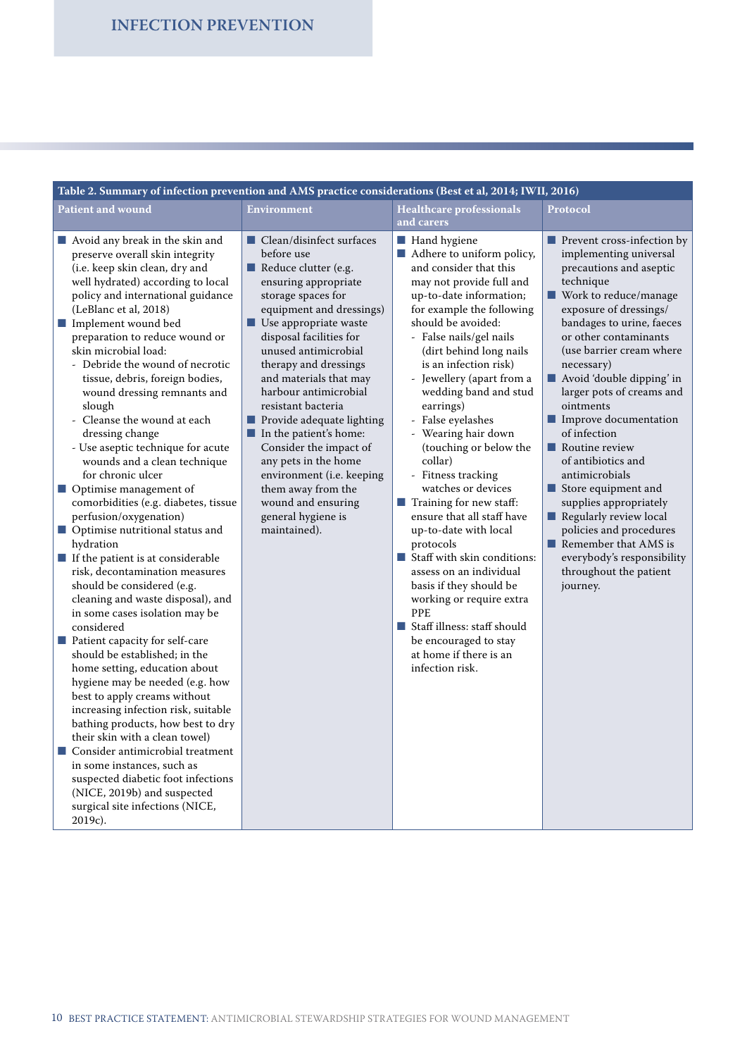**Table 2. Summary of infection prevention and AMS practice considerations (Best et al, 2014; IWII, 2016)**

| Patient and wound | Environment | Healthcare professionals and carers | Protocol |
|---|---|---|---|
| ■ Avoid any break in the skin and preserve overall skin integrity (i.e. keep skin clean, dry and well hydrated) according to local policy and international guidance (LeBlanc et al, 2018)<br>■ Implement wound bed preparation to reduce wound or skin microbial load:<br>- Debride the wound of necrotic tissue, debris, foreign bodies, wound dressing remnants and slough<br>- Cleanse the wound at each dressing change<br>- Use aseptic technique for acute wounds and a clean technique for chronic ulcer<br>■ Optimise management of comorbidities (e.g. diabetes, tissue perfusion/oxygenation)<br>■ Optimise nutritional status and hydration<br>■ If the patient is at considerable risk, decontamination measures should be considered (e.g. cleaning and waste disposal), and in some cases isolation may be considered<br>■ Patient capacity for self-care should be established; in the home setting, education about hygiene may be needed (e.g. how best to apply creams without increasing infection risk, suitable bathing products, how best to dry their skin with a clean towel)<br>■ Consider antimicrobial treatment in some instances, such as suspected diabetic foot infections (NICE, 2019b) and suspected surgical site infections (NICE, 2019c). | ■ Clean/disinfect surfaces before use<br>■ Reduce clutter (e.g. ensuring appropriate storage spaces for equipment and dressings)<br>■ Use appropriate waste disposal facilities for unused antimicrobial therapy and dressings and materials that may harbour antimicrobial resistant bacteria<br>■ Provide adequate lighting<br>■ In the patient's home: Consider the impact of any pets in the home environment (i.e. keeping them away from the wound and ensuring general hygiene is maintained). | ■ Hand hygiene<br>■ Adhere to uniform policy, and consider that this may not provide full and up-to-date information; for example the following should be avoided:<br>- False nails/gel nails (dirt behind long nails is an infection risk)<br>- Jewellery (apart from a wedding band and stud earrings)<br>- False eyelashes<br>- Wearing hair down (touching or below the collar)<br>- Fitness tracking watches or devices<br>■ Training for new staff: ensure that all staff have up-to-date with local protocols<br>■ Staff with skin conditions: assess on an individual basis if they should be working or require extra PPE<br>■ Staff illness: staff should be encouraged to stay at home if there is an infection risk. | ■ Prevent cross-infection by implementing universal precautions and aseptic technique<br>■ Work to reduce/manage exposure of dressings/bandages to urine, faeces or other contaminants (use barrier cream where necessary)<br>■ Avoid 'double dipping' in larger pots of creams and ointments<br>■ Improve documentation of infection<br>■ Routine review of antibiotics and antimicrobials<br>■ Store equipment and supplies appropriately<br>■ Regularly review local policies and procedures<br>■ Remember that AMS is everybody's responsibility throughout the patient journey. |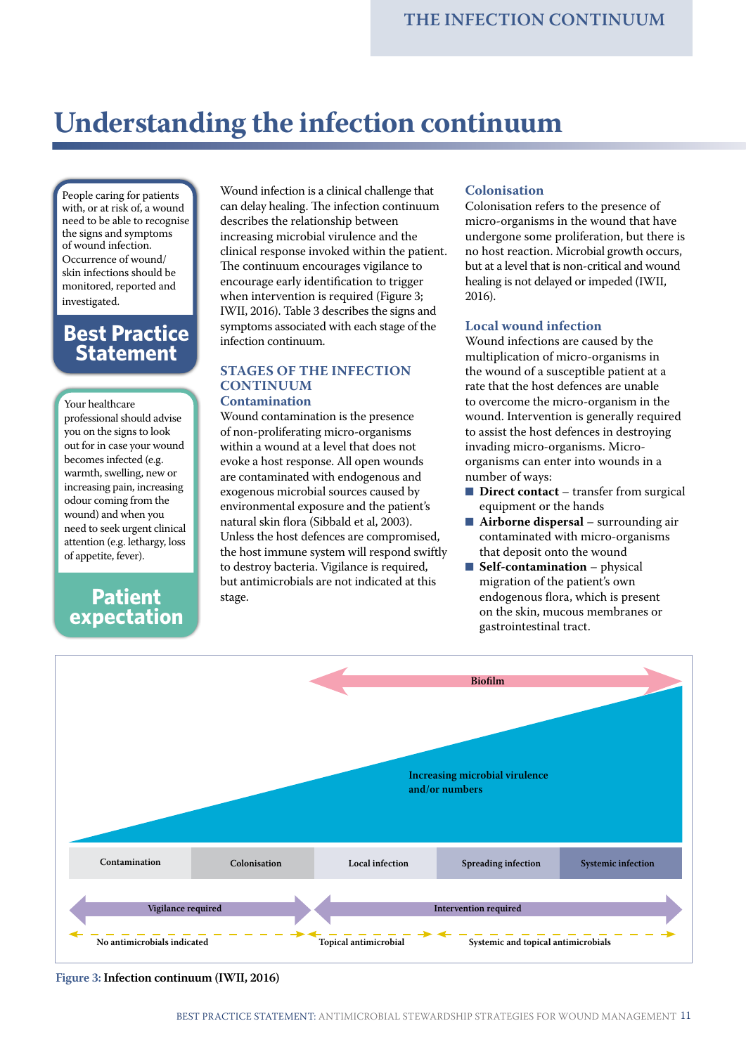# Understanding the infection continuum

People caring for patients with, or at risk of, a wound need to be able to recognise the signs and symptoms of wound infection. Occurrence of wound/skin infections should be monitored, reported and investigated.

**Best Practice Statement**

Your healthcare professional should advise you on the signs to look out for in case your wound becomes infected (e.g. warmth, swelling, new or increasing pain, increasing odour coming from the wound) and when you need to seek urgent clinical attention (e.g. lethargy, loss of appetite, fever).

**Patient expectation**

Wound infection is a clinical challenge that can delay healing. The infection continuum describes the relationship between increasing microbial virulence and the clinical response invoked within the patient. The continuum encourages vigilance to encourage early identification to trigger when intervention is required (Figure 3; IWII, 2016). Table 3 describes the signs and symptoms associated with each stage of the infection continuum.

## STAGES OF THE INFECTION CONTINUUM

### Contamination

Wound contamination is the presence of non-proliferating micro-organisms within a wound at a level that does not evoke a host response. All open wounds are contaminated with endogenous and exogenous microbial sources caused by environmental exposure and the patient's natural skin flora (Sibbald et al, 2003). Unless the host defences are compromised, the host immune system will respond swiftly to destroy bacteria. Vigilance is required, but antimicrobials are not indicated at this stage.

### Colonisation

Colonisation refers to the presence of micro-organisms in the wound that have undergone some proliferation, but there is no host reaction. Microbial growth occurs, but at a level that is non-critical and wound healing is not delayed or impeded (IWII, 2016).

### Local wound infection

Wound infections are caused by the multiplication of micro-organisms in the wound of a susceptible patient at a rate that the host defences are unable to overcome the micro-organism in the wound. Intervention is generally required to assist the host defences in destroying invading micro-organisms. Micro-organisms can enter into wounds in a number of ways:

- **Direct contact** – transfer from surgical equipment or the hands
- **Airborne dispersal** – surrounding air contaminated with micro-organisms that deposit onto the wound
- **Self-contamination** – physical migration of the patient's own endogenous flora, which is present on the skin, mucous membranes or gastrointestinal tract.

Biofilm

Increasing microbial virulence and/or numbers

| Contamination | Colonisation | Local infection | Spreading infection | Systemic infection |
|---|---|---|---|---|

Vigilance required | Intervention required

No antimicrobials indicated | Topical antimicrobial | Systemic and topical antimicrobials

**Figure 3:** Infection continuum (IWII, 2016)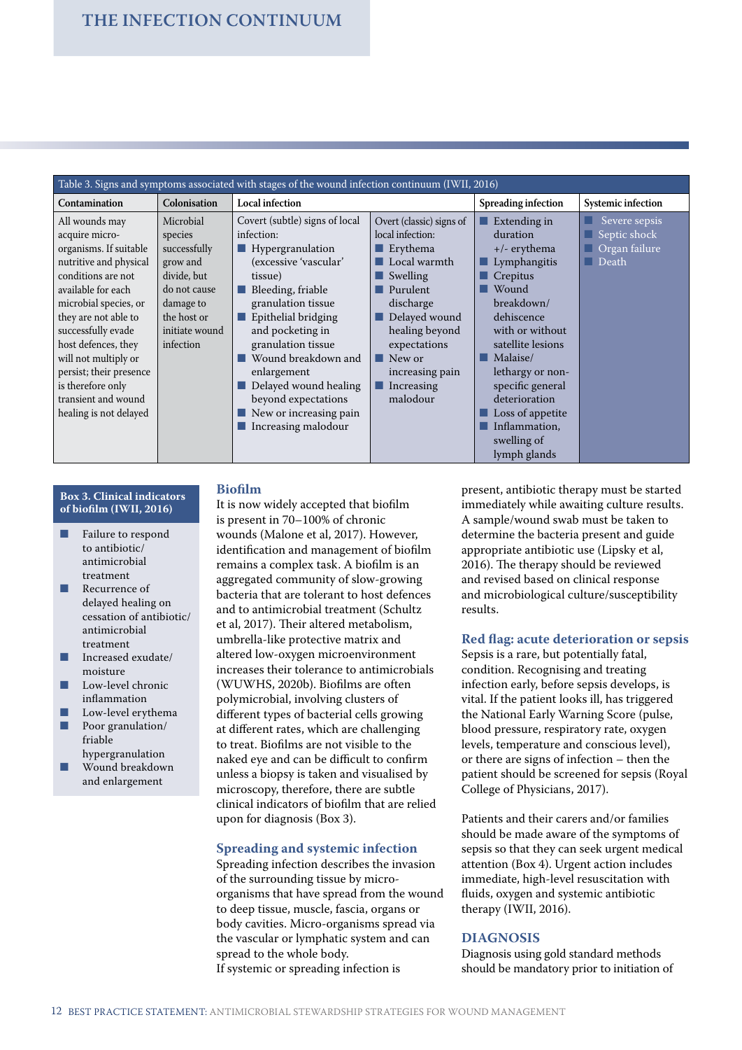## THE INFECTION CONTINUUM

Table 3. Signs and symptoms associated with stages of the wound infection continuum (IWII, 2016)

| Contamination | Colonisation | Local infection | | Spreading infection | Systemic infection |
|---|---|---|---|---|---|
| All wounds may acquire micro-organisms. If suitable nutritive and physical conditions are not available for each microbial species, or they are not able to successfully evade host defences, they will not multiply or persist; their presence is therefore only transient and wound healing is not delayed | Microbial species successfully grow and divide, but do not cause damage to the host or initiate wound infection | Covert (subtle) signs of local infection: <br>■ Hypergranulation (excessive 'vascular' tissue)<br>■ Bleeding, friable granulation tissue<br>■ Epithelial bridging and pocketing in granulation tissue<br>■ Wound breakdown and enlargement<br>■ Delayed wound healing beyond expectations<br>■ New or increasing pain<br>■ Increasing malodour | Overt (classic) signs of local infection:<br>■ Erythema<br>■ Local warmth<br>■ Swelling<br>■ Purulent discharge<br>■ Delayed wound healing beyond expectations<br>■ New or increasing pain<br>■ Increasing malodour | ■ Extending in duration +/- erythema<br>■ Lymphangitis<br>■ Crepitus<br>■ Wound breakdown/ dehiscence with or without satellite lesions<br>■ Malaise/ lethargy or non-specific general deterioration<br>■ Loss of appetite<br>■ Inflammation, swelling of lymph glands | ■ Severe sepsis<br>■ Septic shock<br>■ Organ failure<br>■ Death |

**Box 3. Clinical indicators of biofilm (IWII, 2016)**

- Failure to respond to antibiotic/ antimicrobial treatment
- Recurrence of delayed healing on cessation of antibiotic/ antimicrobial treatment
- Increased exudate/ moisture
- Low-level chronic inflammation
- Low-level erythema
- Poor granulation/ friable hypergranulation
- Wound breakdown and enlargement

### Biofilm

It is now widely accepted that biofilm is present in 70–100% of chronic wounds (Malone et al, 2017). However, identification and management of biofilm remains a complex task. A biofilm is an aggregated community of slow-growing bacteria that are tolerant to host defences and to antimicrobial treatment (Schultz et al, 2017). Their altered metabolism, umbrella-like protective matrix and altered low-oxygen microenvironment increases their tolerance to antimicrobials (WUWHS, 2020b). Biofilms are often polymicrobial, involving clusters of different types of bacterial cells growing at different rates, which are challenging to treat. Biofilms are not visible to the naked eye and can be difficult to confirm unless a biopsy is taken and visualised by microscopy, therefore, there are subtle clinical indicators of biofilm that are relied upon for diagnosis (Box 3).

### Spreading and systemic infection

Spreading infection describes the invasion of the surrounding tissue by micro-organisms that have spread from the wound to deep tissue, muscle, fascia, organs or body cavities. Micro-organisms spread via the vascular or lymphatic system and can spread to the whole body.

If systemic or spreading infection is present, antibiotic therapy must be started immediately while awaiting culture results. A sample/wound swab must be taken to determine the bacteria present and guide appropriate antibiotic use (Lipsky et al, 2016). The therapy should be reviewed and revised based on clinical response and microbiological culture/susceptibility results.

### Red flag: acute deterioration or sepsis

Sepsis is a rare, but potentially fatal, condition. Recognising and treating infection early, before sepsis develops, is vital. If the patient looks ill, has triggered the National Early Warning Score (pulse, blood pressure, respiratory rate, oxygen levels, temperature and conscious level), or there are signs of infection – then the patient should be screened for sepsis (Royal College of Physicians, 2017).

Patients and their carers and/or families should be made aware of the symptoms of sepsis so that they can seek urgent medical attention (Box 4). Urgent action includes immediate, high-level resuscitation with fluids, oxygen and systemic antibiotic therapy (IWII, 2016).

## DIAGNOSIS

Diagnosis using gold standard methods should be mandatory prior to initiation of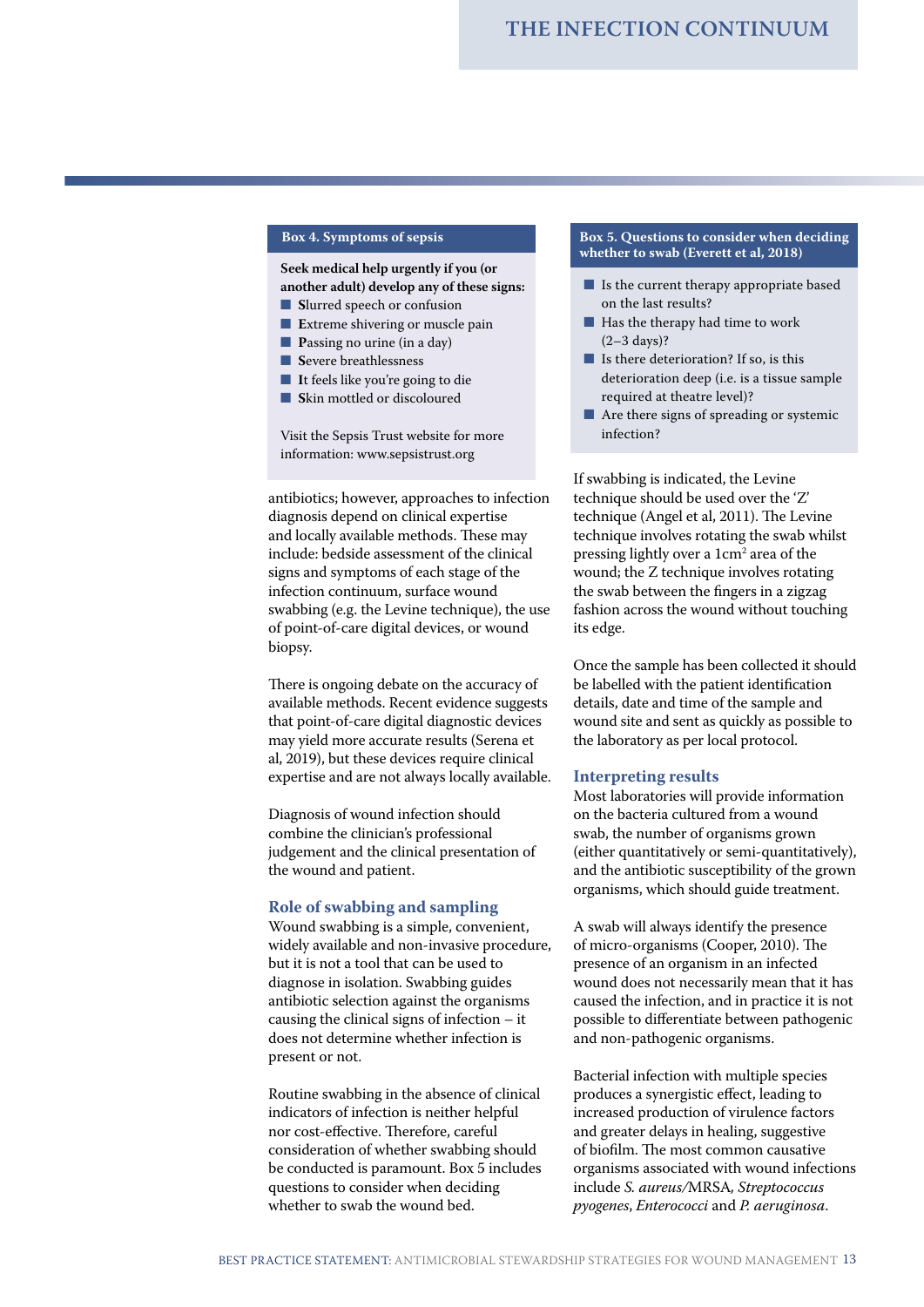**Box 4. Symptoms of sepsis**

**Seek medical help urgently if you (or another adult) develop any of these signs:**

- **S**lurred speech or confusion
- **E**xtreme shivering or muscle pain
- **P**assing no urine (in a day)
- **S**evere breathlessness
- **I**t feels like you're going to die
- **S**kin mottled or discoloured

Visit the Sepsis Trust website for more information: www.sepsistrust.org

antibiotics; however, approaches to infection diagnosis depend on clinical expertise and locally available methods. These may include: bedside assessment of the clinical signs and symptoms of each stage of the infection continuum, surface wound swabbing (e.g. the Levine technique), the use of point-of-care digital devices, or wound biopsy.

There is ongoing debate on the accuracy of available methods. Recent evidence suggests that point-of-care digital diagnostic devices may yield more accurate results (Serena et al, 2019), but these devices require clinical expertise and are not always locally available.

Diagnosis of wound infection should combine the clinician's professional judgement and the clinical presentation of the wound and patient.

## Role of swabbing and sampling

Wound swabbing is a simple, convenient, widely available and non-invasive procedure, but it is not a tool that can be used to diagnose in isolation. Swabbing guides antibiotic selection against the organisms causing the clinical signs of infection – it does not determine whether infection is present or not.

Routine swabbing in the absence of clinical indicators of infection is neither helpful nor cost-effective. Therefore, careful consideration of whether swabbing should be conducted is paramount. Box 5 includes questions to consider when deciding whether to swab the wound bed.

**Box 5. Questions to consider when deciding whether to swab (Everett et al, 2018)**

- Is the current therapy appropriate based on the last results?
- Has the therapy had time to work (2–3 days)?
- Is there deterioration? If so, is this deterioration deep (i.e. is a tissue sample required at theatre level)?
- Are there signs of spreading or systemic infection?

If swabbing is indicated, the Levine technique should be used over the 'Z' technique (Angel et al, 2011). The Levine technique involves rotating the swab whilst pressing lightly over a 1cm$^2$ area of the wound; the Z technique involves rotating the swab between the fingers in a zigzag fashion across the wound without touching its edge.

Once the sample has been collected it should be labelled with the patient identification details, date and time of the sample and wound site and sent as quickly as possible to the laboratory as per local protocol.

## Interpreting results

Most laboratories will provide information on the bacteria cultured from a wound swab, the number of organisms grown (either quantitatively or semi-quantitatively), and the antibiotic susceptibility of the grown organisms, which should guide treatment.

A swab will always identify the presence of micro-organisms (Cooper, 2010). The presence of an organism in an infected wound does not necessarily mean that it has caused the infection, and in practice it is not possible to differentiate between pathogenic and non-pathogenic organisms.

Bacterial infection with multiple species produces a synergistic effect, leading to increased production of virulence factors and greater delays in healing, suggestive of biofilm. The most common causative organisms associated with wound infections include *S. aureus*/MRSA, *Streptococcus pyogenes*, *Enterococci* and *P. aeruginosa*.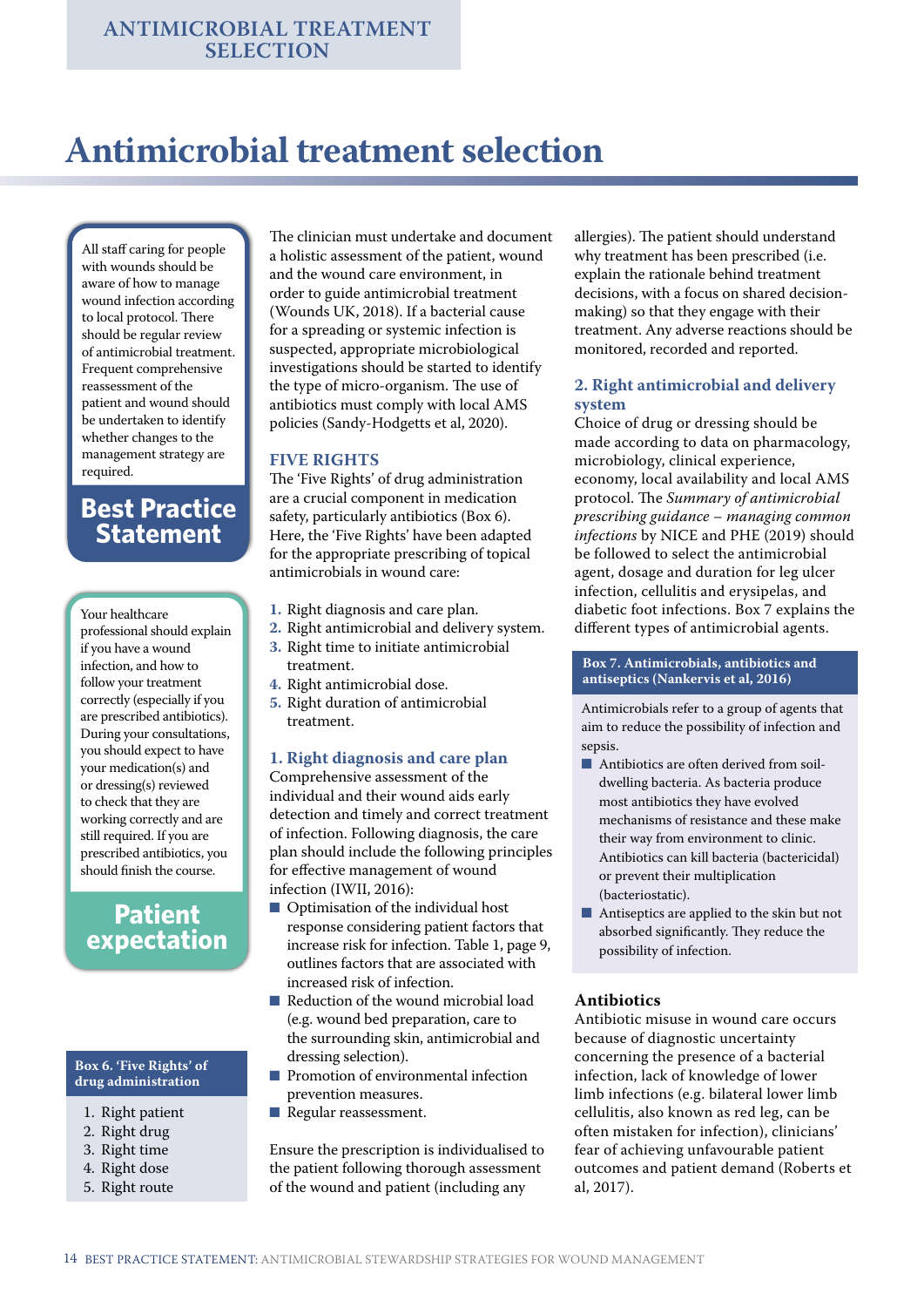# Antimicrobial treatment selection

All staff caring for people with wounds should be aware of how to manage wound infection according to local protocol. There should be regular review of antimicrobial treatment. Frequent comprehensive reassessment of the patient and wound should be undertaken to identify whether changes to the management strategy are required.

**Best Practice Statement**

Your healthcare professional should explain if you have a wound infection, and how to follow your treatment correctly (especially if you are prescribed antibiotics). During your consultations, you should expect to have your medication(s) and or dressing(s) reviewed to check that they are working correctly and are still required. If you are prescribed antibiotics, you should finish the course.

**Patient expectation**

**Box 6. 'Five Rights' of drug administration**

1. Right patient
2. Right drug
3. Right time
4. Right dose
5. Right route

The clinician must undertake and document a holistic assessment of the patient, wound and the wound care environment, in order to guide antimicrobial treatment (Wounds UK, 2018). If a bacterial cause for a spreading or systemic infection is suspected, appropriate microbiological investigations should be started to identify the type of micro-organism. The use of antibiotics must comply with local AMS policies (Sandy-Hodgetts et al, 2020).

## FIVE RIGHTS

The 'Five Rights' of drug administration are a crucial component in medication safety, particularly antibiotics (Box 6). Here, the 'Five Rights' have been adapted for the appropriate prescribing of topical antimicrobials in wound care:

1. Right diagnosis and care plan.
2. Right antimicrobial and delivery system.
3. Right time to initiate antimicrobial treatment.
4. Right antimicrobial dose.
5. Right duration of antimicrobial treatment.

### 1. Right diagnosis and care plan

Comprehensive assessment of the individual and their wound aids early detection and timely and correct treatment of infection. Following diagnosis, the care plan should include the following principles for effective management of wound infection (IWII, 2016):

- Optimisation of the individual host response considering patient factors that increase risk for infection. Table 1, page 9, outlines factors that are associated with increased risk of infection.
- Reduction of the wound microbial load (e.g. wound bed preparation, care to the surrounding skin, antimicrobial and dressing selection).
- Promotion of environmental infection prevention measures.
- Regular reassessment.

Ensure the prescription is individualised to the patient following thorough assessment of the wound and patient (including any allergies). The patient should understand why treatment has been prescribed (i.e. explain the rationale behind treatment decisions, with a focus on shared decision-making) so that they engage with their treatment. Any adverse reactions should be monitored, recorded and reported.

### 2. Right antimicrobial and delivery system

Choice of drug or dressing should be made according to data on pharmacology, microbiology, clinical experience, economy, local availability and local AMS protocol. The *Summary of antimicrobial prescribing guidance – managing common infections* by NICE and PHE (2019) should be followed to select the antimicrobial agent, dosage and duration for leg ulcer infection, cellulitis and erysipelas, and diabetic foot infections. Box 7 explains the different types of antimicrobial agents.

**Box 7. Antimicrobials, antibiotics and antiseptics (Nankervis et al, 2016)**

Antimicrobials refer to a group of agents that aim to reduce the possibility of infection and sepsis.

- Antibiotics are often derived from soil-dwelling bacteria. As bacteria produce most antibiotics they have evolved mechanisms of resistance and these make their way from environment to clinic. Antibiotics can kill bacteria (bactericidal) or prevent their multiplication (bacteriostatic).
- Antiseptics are applied to the skin but not absorbed significantly. They reduce the possibility of infection.

#### Antibiotics

Antibiotic misuse in wound care occurs because of diagnostic uncertainty concerning the presence of a bacterial infection, lack of knowledge of lower limb infections (e.g. bilateral lower limb cellulitis, also known as red leg, can be often mistaken for infection), clinicians' fear of achieving unfavourable patient outcomes and patient demand (Roberts et al, 2017).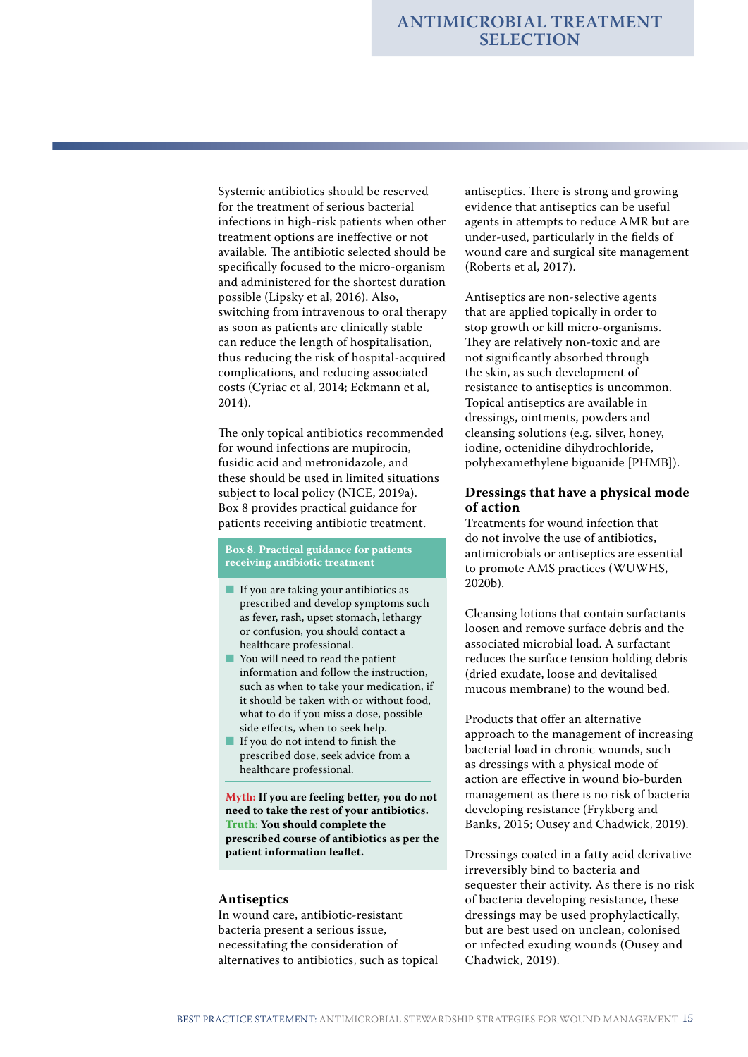# ANTIMICROBIAL TREATMENT SELECTION

Systemic antibiotics should be reserved for the treatment of serious bacterial infections in high-risk patients when other treatment options are ineffective or not available. The antibiotic selected should be specifically focused to the micro-organism and administered for the shortest duration possible (Lipsky et al, 2016). Also, switching from intravenous to oral therapy as soon as patients are clinically stable can reduce the length of hospitalisation, thus reducing the risk of hospital-acquired complications, and reducing associated costs (Cyriac et al, 2014; Eckmann et al, 2014).

The only topical antibiotics recommended for wound infections are mupirocin, fusidic acid and metronidazole, and these should be used in limited situations subject to local policy (NICE, 2019a). Box 8 provides practical guidance for patients receiving antibiotic treatment.

**Box 8. Practical guidance for patients receiving antibiotic treatment**

- If you are taking your antibiotics as prescribed and develop symptoms such as fever, rash, upset stomach, lethargy or confusion, you should contact a healthcare professional.
- You will need to read the patient information and follow the instruction, such as when to take your medication, if it should be taken with or without food, what to do if you miss a dose, possible side effects, when to seek help.
- If you do not intend to finish the prescribed dose, seek advice from a healthcare professional.

**Myth: If you are feeling better, you do not need to take the rest of your antibiotics.**
**Truth: You should complete the prescribed course of antibiotics as per the patient information leaflet.**

## Antiseptics

In wound care, antibiotic-resistant bacteria present a serious issue, necessitating the consideration of alternatives to antibiotics, such as topical antiseptics. There is strong and growing evidence that antiseptics can be useful agents in attempts to reduce AMR but are under-used, particularly in the fields of wound care and surgical site management (Roberts et al, 2017).

Antiseptics are non-selective agents that are applied topically in order to stop growth or kill micro-organisms. They are relatively non-toxic and are not significantly absorbed through the skin, as such development of resistance to antiseptics is uncommon. Topical antiseptics are available in dressings, ointments, powders and cleansing solutions (e.g. silver, honey, iodine, octenidine dihydrochloride, polyhexamethylene biguanide [PHMB]).

## Dressings that have a physical mode of action

Treatments for wound infection that do not involve the use of antibiotics, antimicrobials or antiseptics are essential to promote AMS practices (WUWHS, 2020b).

Cleansing lotions that contain surfactants loosen and remove surface debris and the associated microbial load. A surfactant reduces the surface tension holding debris (dried exudate, loose and devitalised mucous membrane) to the wound bed.

Products that offer an alternative approach to the management of increasing bacterial load in chronic wounds, such as dressings with a physical mode of action are effective in wound bio-burden management as there is no risk of bacteria developing resistance (Frykberg and Banks, 2015; Ousey and Chadwick, 2019).

Dressings coated in a fatty acid derivative irreversibly bind to bacteria and sequester their activity. As there is no risk of bacteria developing resistance, these dressings may be used prophylactically, but are best used on unclean, colonised or infected exuding wounds (Ousey and Chadwick, 2019).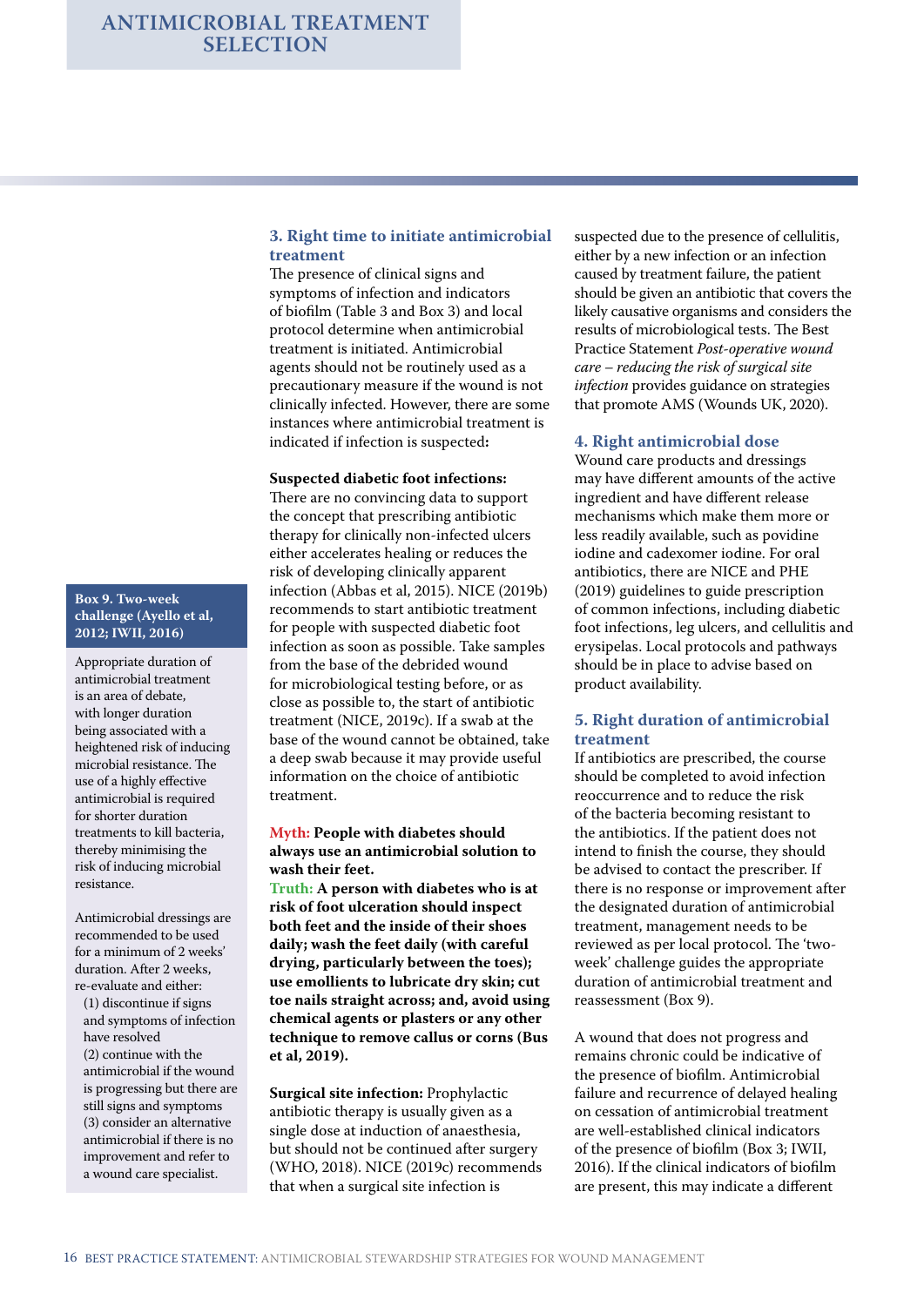# ANTIMICROBIAL TREATMENT SELECTION

### 3. Right time to initiate antimicrobial treatment

The presence of clinical signs and symptoms of infection and indicators of biofilm (Table 3 and Box 3) and local protocol determine when antimicrobial treatment is initiated. Antimicrobial agents should not be routinely used as a precautionary measure if the wound is not clinically infected. However, there are some instances where antimicrobial treatment is indicated if infection is suspected**:**

**Suspected diabetic foot infections:** There are no convincing data to support the concept that prescribing antibiotic therapy for clinically non-infected ulcers either accelerates healing or reduces the risk of developing clinically apparent infection (Abbas et al, 2015). NICE (2019b) recommends to start antibiotic treatment for people with suspected diabetic foot infection as soon as possible. Take samples from the base of the debrided wound for microbiological testing before, or as close as possible to, the start of antibiotic treatment (NICE, 2019c). If a swab at the base of the wound cannot be obtained, take a deep swab because it may provide useful information on the choice of antibiotic treatment.

Myth: **People with diabetes should always use an antimicrobial solution to wash their feet.**

Truth: **A person with diabetes who is at risk of foot ulceration should inspect both feet and the inside of their shoes daily; wash the feet daily (with careful drying, particularly between the toes); use emollients to lubricate dry skin; cut toe nails straight across; and, avoid using chemical agents or plasters or any other technique to remove callus or corns (Bus et al, 2019).**

**Surgical site infection:** Prophylactic antibiotic therapy is usually given as a single dose at induction of anaesthesia, but should not be continued after surgery (WHO, 2018). NICE (2019c) recommends that when a surgical site infection is suspected due to the presence of cellulitis, either by a new infection or an infection caused by treatment failure, the patient should be given an antibiotic that covers the likely causative organisms and considers the results of microbiological tests. The Best Practice Statement *Post-operative wound care – reducing the risk of surgical site infection* provides guidance on strategies that promote AMS (Wounds UK, 2020).

### 4. Right antimicrobial dose

Wound care products and dressings may have different amounts of the active ingredient and have different release mechanisms which make them more or less readily available, such as povidine iodine and cadexomer iodine. For oral antibiotics, there are NICE and PHE (2019) guidelines to guide prescription of common infections, including diabetic foot infections, leg ulcers, and cellulitis and erysipelas. Local protocols and pathways should be in place to advise based on product availability.

### 5. Right duration of antimicrobial treatment

If antibiotics are prescribed, the course should be completed to avoid infection reoccurrence and to reduce the risk of the bacteria becoming resistant to the antibiotics. If the patient does not intend to finish the course, they should be advised to contact the prescriber. If there is no response or improvement after the designated duration of antimicrobial treatment, management needs to be reviewed as per local protocol. The 'two-week' challenge guides the appropriate duration of antimicrobial treatment and reassessment (Box 9).

A wound that does not progress and remains chronic could be indicative of the presence of biofilm. Antimicrobial failure and recurrence of delayed healing on cessation of antimicrobial treatment are well-established clinical indicators of the presence of biofilm (Box 3; IWII, 2016). If the clinical indicators of biofilm are present, this may indicate a different

**Box 9. Two-week challenge (Ayello et al, 2012; IWII, 2016)**

Appropriate duration of antimicrobial treatment is an area of debate, with longer duration being associated with a heightened risk of inducing microbial resistance. The use of a highly effective antimicrobial is required for shorter duration treatments to kill bacteria, thereby minimising the risk of inducing microbial resistance.

Antimicrobial dressings are recommended to be used for a minimum of 2 weeks' duration. After 2 weeks, re-evaluate and either:

(1) discontinue if signs and symptoms of infection have resolved
(2) continue with the antimicrobial if the wound is progressing but there are still signs and symptoms
(3) consider an alternative antimicrobial if there is no improvement and refer to a wound care specialist.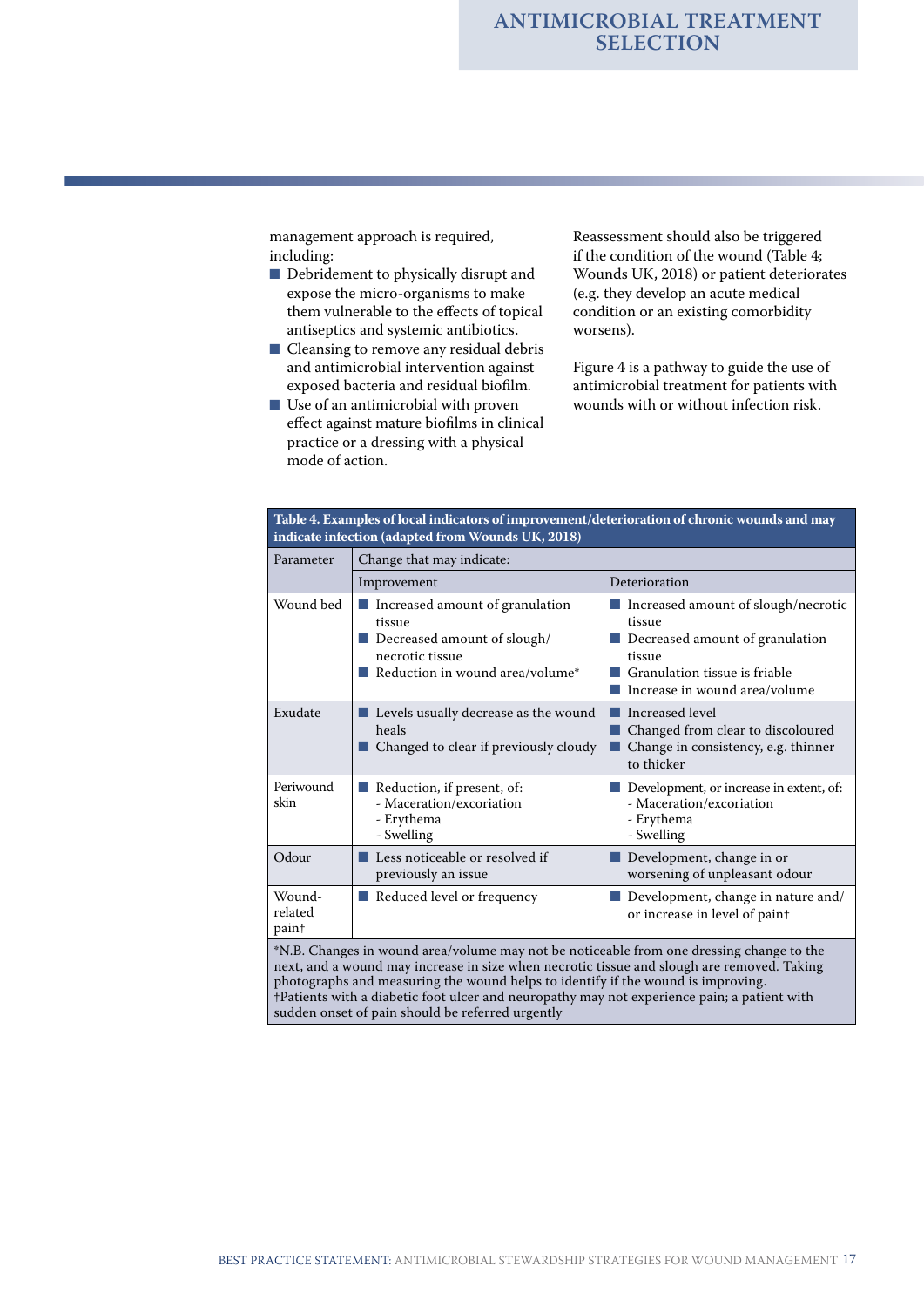management approach is required, including:

- Debridement to physically disrupt and expose the micro-organisms to make them vulnerable to the effects of topical antiseptics and systemic antibiotics.
- Cleansing to remove any residual debris and antimicrobial intervention against exposed bacteria and residual biofilm.
- Use of an antimicrobial with proven effect against mature biofilms in clinical practice or a dressing with a physical mode of action.

Reassessment should also be triggered if the condition of the wound (Table 4; Wounds UK, 2018) or patient deteriorates (e.g. they develop an acute medical condition or an existing comorbidity worsens).

Figure 4 is a pathway to guide the use of antimicrobial treatment for patients with wounds with or without infection risk.

**Table 4. Examples of local indicators of improvement/deterioration of chronic wounds and may indicate infection (adapted from Wounds UK, 2018)**

| Parameter | Change that may indicate: | |
|---|---|---|
| | Improvement | Deterioration |
| Wound bed | ■ Increased amount of granulation tissue<br>■ Decreased amount of slough/ necrotic tissue<br>■ Reduction in wound area/volume* | ■ Increased amount of slough/necrotic tissue<br>■ Decreased amount of granulation tissue<br>■ Granulation tissue is friable<br>■ Increase in wound area/volume |
| Exudate | ■ Levels usually decrease as the wound heals<br>■ Changed to clear if previously cloudy | ■ Increased level<br>■ Changed from clear to discoloured<br>■ Change in consistency, e.g. thinner to thicker |
| Periwound skin | ■ Reduction, if present, of:<br>- Maceration/excoriation<br>- Erythema<br>- Swelling | ■ Development, or increase in extent, of:<br>- Maceration/excoriation<br>- Erythema<br>- Swelling |
| Odour | ■ Less noticeable or resolved if previously an issue | ■ Development, change in or worsening of unpleasant odour |
| Wound-related pain† | ■ Reduced level or frequency | ■ Development, change in nature and/ or increase in level of pain† |

*N.B. Changes in wound area/volume may not be noticeable from one dressing change to the next, and a wound may increase in size when necrotic tissue and slough are removed. Taking photographs and measuring the wound helps to identify if the wound is improving.
†Patients with a diabetic foot ulcer and neuropathy may not experience pain; a patient with sudden onset of pain should be referred urgently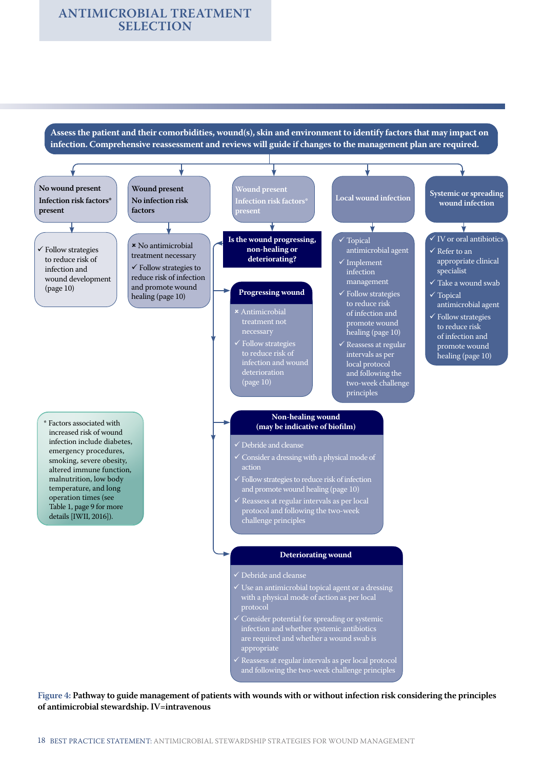# ANTIMICROBIAL TREATMENT SELECTION

**Assess the patient and their comorbidities, wound(s), skin and environment to identify factors that may impact on infection. Comprehensive reassessment and reviews will guide if changes to the management plan are required.**

**No wound present, Infection risk factors* present**

- ✓ Follow strategies to reduce risk of infection and wound development (page 10)

**Wound present, No infection risk factors**

- × No antimicrobial treatment necessary
- ✓ Follow strategies to reduce risk of infection and promote wound healing (page 10)

**Wound present, Infection risk factors* present**

**Is the wound progressing, non-healing or deteriorating?**

**Progressing wound**

- × Antimicrobial treatment not necessary
- ✓ Follow strategies to reduce risk of infection and wound deterioration (page 10)

**Non-healing wound (may be indicative of biofilm)**

- ✓ Debride and cleanse
- ✓ Consider a dressing with a physical mode of action
- ✓ Follow strategies to reduce risk of infection and promote wound healing (page 10)
- ✓ Reassess at regular intervals as per local protocol and following the two-week challenge principles

**Deteriorating wound**

- ✓ Debride and cleanse
- ✓ Use an antimicrobial topical agent or a dressing with a physical mode of action as per local protocol
- ✓ Consider potential for spreading or systemic infection and whether systemic antibiotics are required and whether a wound swab is appropriate
- ✓ Reassess at regular intervals as per local protocol and following the two-week challenge principles

**Local wound infection**

- ✓ Topical antimicrobial agent
- ✓ Implement infection management
- ✓ Follow strategies to reduce risk of infection and promote wound healing (page 10)
- ✓ Reassess at regular intervals as per local protocol and following the two-week challenge principles

**Systemic or spreading wound infection**

- ✓ IV or oral antibiotics
- ✓ Refer to an appropriate clinical specialist
- ✓ Take a wound swab
- ✓ Topical antimicrobial agent
- ✓ Follow strategies to reduce risk of infection and promote wound healing (page 10)

* Factors associated with increased risk of wound infection include diabetes, emergency procedures, smoking, severe obesity, altered immune function, malnutrition, low body temperature, and long operation times (see Table 1, page 9 for more details [IWII, 2016]).

**Figure 4:** Pathway to guide management of patients with wounds with or without infection risk considering the principles of antimicrobial stewardship. IV=intravenous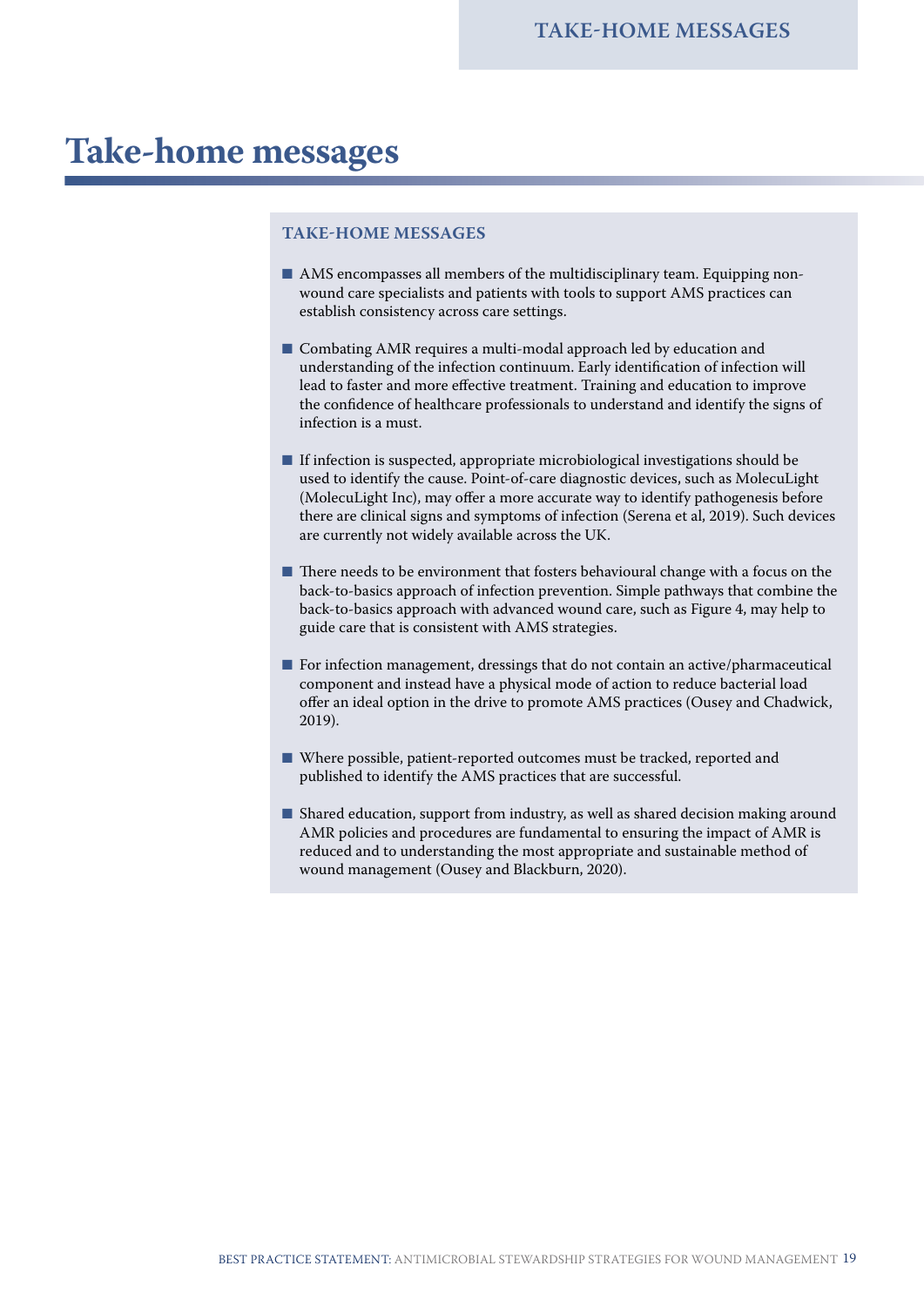# Take-home messages

## TAKE-HOME MESSAGES

- AMS encompasses all members of the multidisciplinary team. Equipping non-wound care specialists and patients with tools to support AMS practices can establish consistency across care settings.
- Combating AMR requires a multi-modal approach led by education and understanding of the infection continuum. Early identification of infection will lead to faster and more effective treatment. Training and education to improve the confidence of healthcare professionals to understand and identify the signs of infection is a must.
- If infection is suspected, appropriate microbiological investigations should be used to identify the cause. Point-of-care diagnostic devices, such as MolecuLight (MolecuLight Inc), may offer a more accurate way to identify pathogenesis before there are clinical signs and symptoms of infection (Serena et al, 2019). Such devices are currently not widely available across the UK.
- There needs to be environment that fosters behavioural change with a focus on the back-to-basics approach of infection prevention. Simple pathways that combine the back-to-basics approach with advanced wound care, such as Figure 4, may help to guide care that is consistent with AMS strategies.
- For infection management, dressings that do not contain an active/pharmaceutical component and instead have a physical mode of action to reduce bacterial load offer an ideal option in the drive to promote AMS practices (Ousey and Chadwick, 2019).
- Where possible, patient-reported outcomes must be tracked, reported and published to identify the AMS practices that are successful.
- Shared education, support from industry, as well as shared decision making around AMR policies and procedures are fundamental to ensuring the impact of AMR is reduced and to understanding the most appropriate and sustainable method of wound management (Ousey and Blackburn, 2020).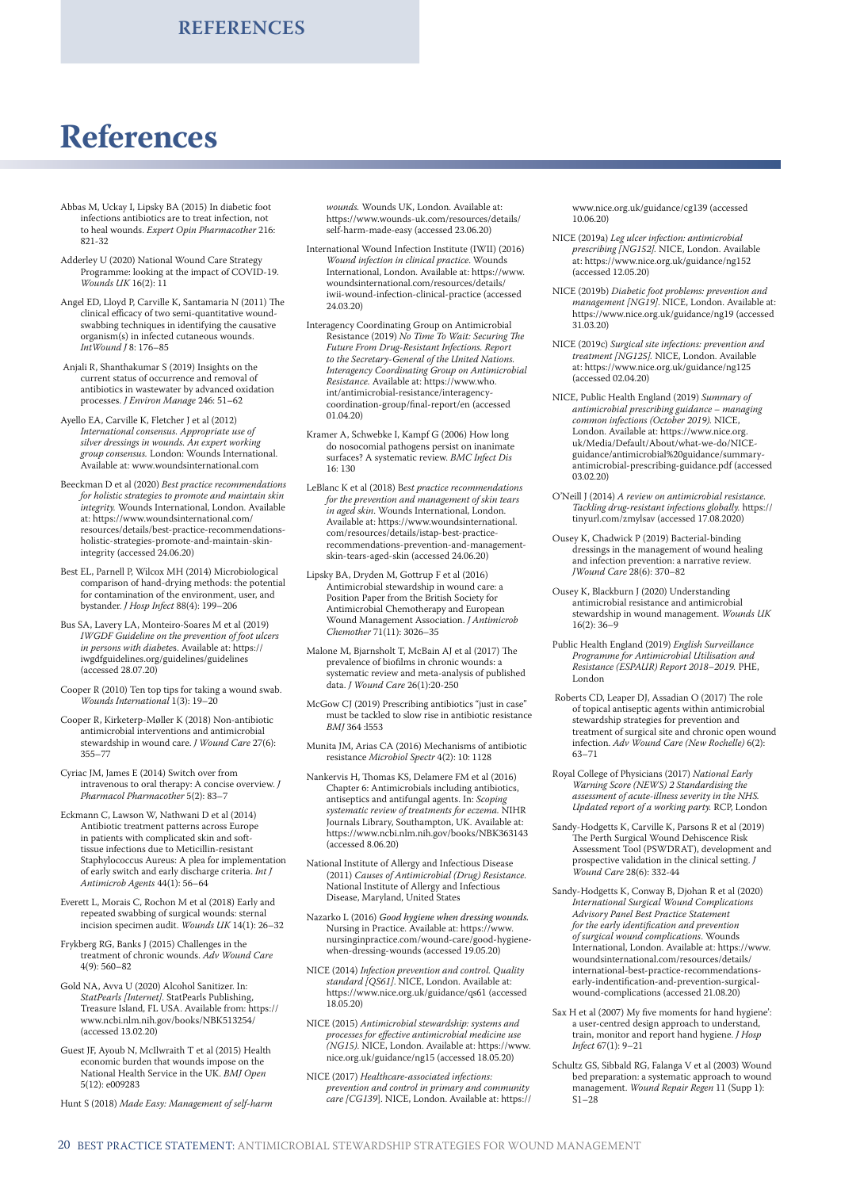# References

Abbas M, Uckay I, Lipsky BA (2015) In diabetic foot infections antibiotics are to treat infection, not to heal wounds. *Expert Opin Pharmacother* 216: 821-32

Adderley U (2020) National Wound Care Strategy Programme: looking at the impact of COVID-19. *Wounds UK* 16(2): 11

Angel ED, Lloyd P, Carville K, Santamaria N (2011) The clinical efficacy of two semi-quantitative wound-swabbing techniques in identifying the causative organism(s) in infected cutaneous wounds. *IntWound J* 8: 176–85

Anjali R, Shanthakumar S (2019) Insights on the current status of occurrence and removal of antibiotics in wastewater by advanced oxidation processes. *J Environ Manage* 246: 51–62

Ayello EA, Carville K, Fletcher J et al (2012) *International consensus. Appropriate use of silver dressings in wounds. An expert working group consensus.* London: Wounds International. Available at: www.woundsinternational.com

Beeckman D et al (2020) *Best practice recommendations for holistic strategies to promote and maintain skin integrity.* Wounds International, London. Available at: https://www.woundsinternational.com/resources/details/best-practice-recommendations-holistic-strategies-promote-and-maintain-skin-integrity (accessed 24.06.20)

Best EL, Parnell P, Wilcox MH (2014) Microbiological comparison of hand-drying methods: the potential for contamination of the environment, user, and bystander. *J Hosp Infect* 88(4): 199–206

Bus SA, Lavery LA, Monteiro-Soares M et al (2019) *IWGDF Guideline on the prevention of foot ulcers in persons with diabetes*. Available at: https://iwgdfguidelines.org/guidelines/guidelines (accessed 28.07.20)

Cooper R (2010) Ten top tips for taking a wound swab. *Wounds International* 1(3): 19–20

Cooper R, Kirketerp-Møller K (2018) Non-antibiotic antimicrobial interventions and antimicrobial stewardship in wound care. *J Wound Care* 27(6): 355–77

Cyriac JM, James E (2014) Switch over from intravenous to oral therapy: A concise overview. *J Pharmacol Pharmacother* 5(2): 83–7

Eckmann C, Lawson W, Nathwani D et al (2014) Antibiotic treatment patterns across Europe in patients with complicated skin and soft-tissue infections due to Meticillin-resistant Staphylococcus Aureus: A plea for implementation of early switch and early discharge criteria. *Int J Antimicrob Agents* 44(1): 56–64

Everett L, Morais C, Rochon M et al (2018) Early and repeated swabbing of surgical wounds: sternal incision specimen audit. *Wounds UK* 14(1): 26–32

Frykberg RG, Banks J (2015) Challenges in the treatment of chronic wounds. *Adv Wound Care* 4(9): 560–82

Gold NA, Avva U (2020) Alcohol Sanitizer. In: *StatPearls [Internet]*. StatPearls Publishing, Treasure Island, FL USA. Available from: https://www.ncbi.nlm.nih.gov/books/NBK513254/ (accessed 13.02.20)

Guest JF, Ayoub N, McIlwraith T et al (2015) Health economic burden that wounds impose on the National Health Service in the UK. *BMJ Open* 5(12): e009283

Hunt S (2018) *Made Easy: Management of self-harm wounds.* Wounds UK, London. Available at: https://www.wounds-uk.com/resources/details/self-harm-made-easy (accessed 23.06.20)

International Wound Infection Institute (IWII) (2016) *Wound infection in clinical practice*. Wounds International, London. Available at: https://www.woundsinternational.com/resources/details/iwii-wound-infection-clinical-practice (accessed 24.03.20)

Interagency Coordinating Group on Antimicrobial Resistance (2019) *No Time To Wait: Securing The Future From Drug-Resistant Infections. Report to the Secretary-General of the United Nations. Interagency Coordinating Group on Antimicrobial Resistance.* Available at: https://www.who.int/antimicrobial-resistance/interagency-coordination-group/final-report/en (accessed 01.04.20)

Kramer A, Schwebke I, Kampf G (2006) How long do nosocomial pathogens persist on inanimate surfaces? A systematic review. *BMC Infect Dis* 16: 130

LeBlanc K et al (2018) B*est practice recommendations for the prevention and management of skin tears in aged skin.* Wounds International, London. Available at: https://www.woundsinternational.com/resources/details/istap-best-practice-recommendations-prevention-and-management-skin-tears-aged-skin (accessed 24.06.20)

Lipsky BA, Dryden M, Gottrup F et al (2016) Antimicrobial stewardship in wound care: a Position Paper from the British Society for Antimicrobial Chemotherapy and European Wound Management Association. *J Antimicrob Chemother* 71(11): 3026–35

Malone M, Bjarnsholt T, McBain AJ et al (2017) The prevalence of biofilms in chronic wounds: a systematic review and meta-analysis of published data. *J Wound Care* 26(1):20-250

McGow CJ (2019) Prescribing antibiotics "just in case" must be tackled to slow rise in antibiotic resistance *BMJ* 364 :l553

Munita JM, Arias CA (2016) Mechanisms of antibiotic resistance *Microbiol Spectr* 4(2): 10: 1128

Nankervis H, Thomas KS, Delamere FM et al (2016) Chapter 6: Antimicrobials including antibiotics, antiseptics and antifungal agents. In: *Scoping systematic review of treatments for eczema.* NIHR Journals Library, Southampton, UK. Available at: https://www.ncbi.nlm.nih.gov/books/NBK363143 (accessed 8.06.20)

National Institute of Allergy and Infectious Disease (2011) *Causes of Antimicrobial (Drug) Resistance.* National Institute of Allergy and Infectious Disease, Maryland, United States

Nazarko L (2016) *Good hygiene when dressing wounds.* Nursing in Practice. Available at: https://www.nursinginpractice.com/wound-care/good-hygiene-when-dressing-wounds (accessed 19.05.20)

NICE (2014) *Infection prevention and control. Quality standard [QS61]*. NICE, London. Available at: https://www.nice.org.uk/guidance/qs61 (accessed 18.05.20)

NICE (2015) *Antimicrobial stewardship: systems and processes for effective antimicrobial medicine use (NG15).* NICE, London. Available at: https://www.nice.org.uk/guidance/ng15 (accessed 18.05.20)

NICE (2017) *Healthcare-associated infections: prevention and control in primary and community care [CG139*]. NICE, London. Available at: https://www.nice.org.uk/guidance/cg139 (accessed 10.06.20)

NICE (2019a) *Leg ulcer infection: antimicrobial prescribing [NG152].* NICE, London. Available at: https://www.nice.org.uk/guidance/ng152 (accessed 12.05.20)

NICE (2019b) *Diabetic foot problems: prevention and management [NG19].* NICE, London. Available at: https://www.nice.org.uk/guidance/ng19 (accessed 31.03.20)

NICE (2019c) *Surgical site infections: prevention and treatment [NG125].* NICE, London. Available at: https://www.nice.org.uk/guidance/ng125 (accessed 02.04.20)

NICE, Public Health England (2019) *Summary of antimicrobial prescribing guidance – managing common infections (October 2019).* NICE, London. Available at: https://www.nice.org.uk/Media/Default/About/what-we-do/NICE-guidance/antimicrobial%20guidance/summary-antimicrobial-prescribing-guidance.pdf (accessed 03.02.20)

O'Neill J (2014) *A review on antimicrobial resistance. Tackling drug-resistant infections globally.* https://tinyurl.com/zmylsav (accessed 17.08.2020)

Ousey K, Chadwick P (2019) Bacterial-binding dressings in the management of wound healing and infection prevention: a narrative review. *JWound Care* 28(6): 370–82

Ousey K, Blackburn J (2020) Understanding antimicrobial resistance and antimicrobial stewardship in wound management. *Wounds UK* 16(2): 36–9

Public Health England (2019) *English Surveillance Programme for Antimicrobial Utilisation and Resistance (ESPAUR) Report 2018–2019.* PHE, London

Roberts CD, Leaper DJ, Assadian O (2017) The role of topical antiseptic agents within antimicrobial stewardship strategies for prevention and treatment of surgical site and chronic open wound infection. *Adv Wound Care (New Rochelle)* 6(2): 63–71

Royal College of Physicians (2017) *National Early Warning Score (NEWS) 2 Standardising the assessment of acute-illness severity in the NHS. Updated report of a working party.* RCP, London

Sandy-Hodgetts K, Carville K, Parsons R et al (2019) The Perth Surgical Wound Dehiscence Risk Assessment Tool (PSWDRAT), development and prospective validation in the clinical setting. *J Wound Care* 28(6): 332-44

Sandy-Hodgetts K, Conway B, Djohan R et al (2020) *International Surgical Wound Complications Advisory Panel Best Practice Statement for the early identification and prevention of surgical wound complications.* Wounds International, London. Available at: https://www.woundsinternational.com/resources/details/international-best-practice-recommendations-early-indentification-and-prevention-surgical-wound-complications (accessed 21.08.20)

Sax H et al (2007) My five moments for hand hygiene': a user-centred design approach to understand, train, monitor and report hand hygiene. *J Hosp Infect* 67(1): 9–21

Schultz GS, Sibbald RG, Falanga V et al (2003) Wound bed preparation: a systematic approach to wound management. *Wound Repair Regen* 11 (Supp 1): S1–28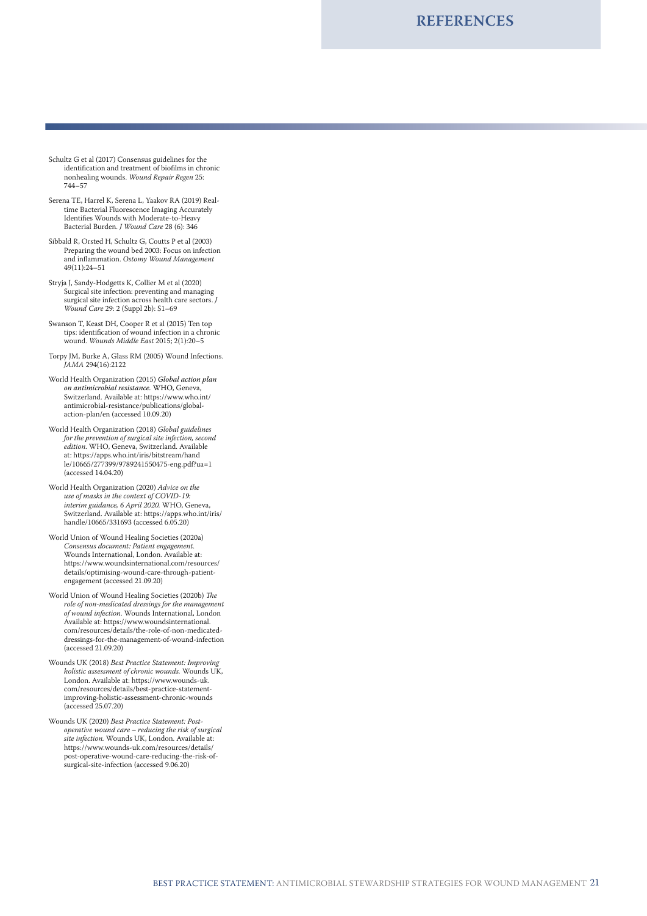# REFERENCES

Schultz G et al (2017) Consensus guidelines for the identification and treatment of biofilms in chronic nonhealing wounds. *Wound Repair Regen* 25: 744–57

Serena TE, Harrel K, Serena L, Yaakov RA (2019) Real-time Bacterial Fluorescence Imaging Accurately Identifies Wounds with Moderate-to-Heavy Bacterial Burden. *J Wound Care* 28 (6): 346

Sibbald R, Orsted H, Schultz G, Coutts P et al (2003) Preparing the wound bed 2003: Focus on infection and inflammation. *Ostomy Wound Management* 49(11):24–51

Stryja J, Sandy-Hodgetts K, Collier M et al (2020) Surgical site infection: preventing and managing surgical site infection across health care sectors. *J Wound Care* 29: 2 (Suppl 2b): S1–69

Swanson T, Keast DH, Cooper R et al (2015) Ten top tips: identification of wound infection in a chronic wound. *Wounds Middle East* 2015; 2(1):20–5

Torpy JM, Burke A, Glass RM (2005) Wound Infections. *JAMA* 294(16):2122

World Health Organization (2015) ***Global action plan on antimicrobial resistance.*** WHO, Geneva, Switzerland. Available at: https://www.who.int/antimicrobial-resistance/publications/global-action-plan/en (accessed 10.09.20)

World Health Organization (2018) *Global guidelines for the prevention of surgical site infection, second edition.* WHO, Geneva, Switzerland. Available at: https://apps.who.int/iris/bitstream/handle/10665/277399/9789241550475-eng.pdf?ua=1 (accessed 14.04.20)

World Health Organization (2020) *Advice on the use of masks in the context of COVID-19: interim guidance, 6 April 2020.* WHO, Geneva, Switzerland. Available at: https://apps.who.int/iris/handle/10665/331693 (accessed 6.05.20)

World Union of Wound Healing Societies (2020a) *Consensus document: Patient engagement.* Wounds International, London. Available at: https://www.woundsinternational.com/resources/details/optimising-wound-care-through-patient-engagement (accessed 21.09.20)

World Union of Wound Healing Societies (2020b) *The role of non-medicated dressings for the management of wound infection.* Wounds International, London Available at: https://www.woundsinternational.com/resources/details/the-role-of-non-medicated-dressings-for-the-management-of-wound-infection (accessed 21.09.20)

Wounds UK (2018) *Best Practice Statement: Improving holistic assessment of chronic wounds.* Wounds UK, London. Available at: https://www.wounds-uk.com/resources/details/best-practice-statement-improving-holistic-assessment-chronic-wounds (accessed 25.07.20)

Wounds UK (2020) *Best Practice Statement: Post-operative wound care – reducing the risk of surgical site infection.* Wounds UK, London. Available at: https://www.wounds-uk.com/resources/details/post-operative-wound-care-reducing-the-risk-of-surgical-site-infection (accessed 9.06.20)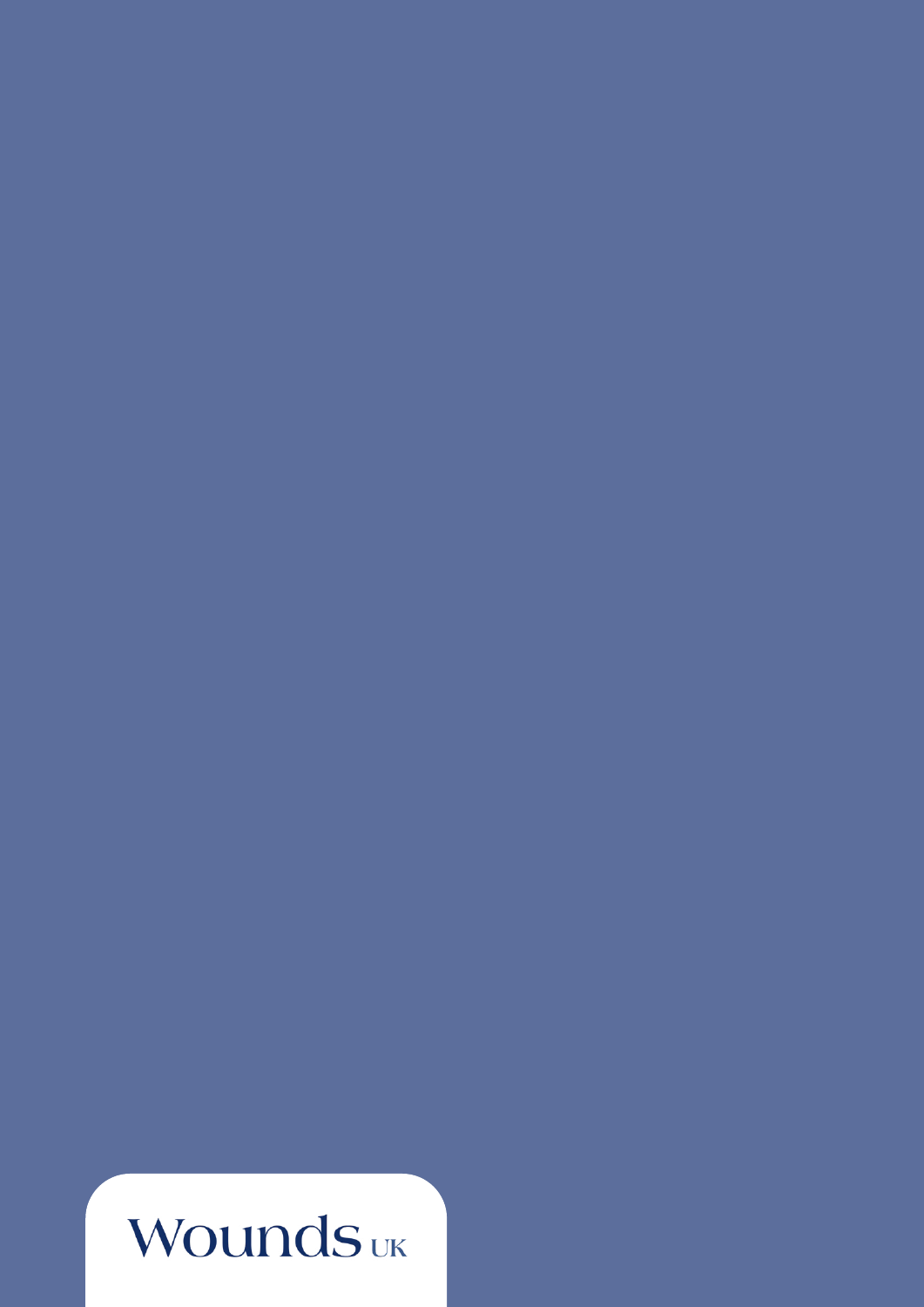Wounds UK